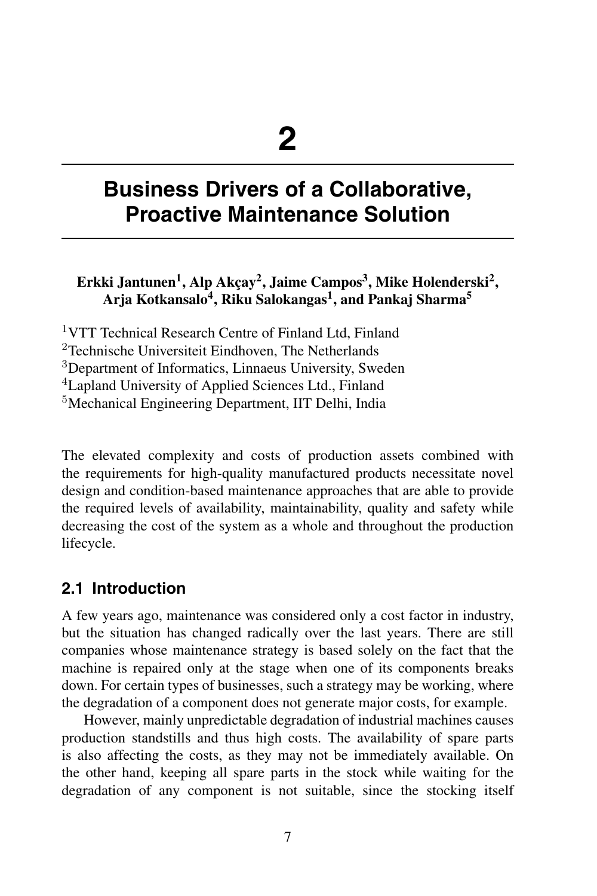# 2

# Business Drivers of a Collaborative, Proactive Maintenance Solution

**Erkki Jantunen[1], Alp Akçay[2], Jaime Campos[3], Mike Holenderski[2], Arja Kotkansalo[4], Riku Salokangas[1], and Pankaj Sharma[5]**

[1]VTT Technical Research Centre of Finland Ltd, Finland
[2]Technische Universiteit Eindhoven, The Netherlands
[3]Department of Informatics, Linnaeus University, Sweden
[4]Lapland University of Applied Sciences Ltd., Finland
[5]Mechanical Engineering Department, IIT Delhi, India

The elevated complexity and costs of production assets combined with the requirements for high-quality manufactured products necessitate novel design and condition-based maintenance approaches that are able to provide the required levels of availability, maintainability, quality and safety while decreasing the cost of the system as a whole and throughout the production lifecycle.

## 2.1 Introduction

A few years ago, maintenance was considered only a cost factor in industry, but the situation has changed radically over the last years. There are still companies whose maintenance strategy is based solely on the fact that the machine is repaired only at the stage when one of its components breaks down. For certain types of businesses, such a strategy may be working, where the degradation of a component does not generate major costs, for example.

However, mainly unpredictable degradation of industrial machines causes production standstills and thus high costs. The availability of spare parts is also affecting the costs, as they may not be immediately available. On the other hand, keeping all spare parts in the stock while waiting for the degradation of any component is not suitable, since the stocking itself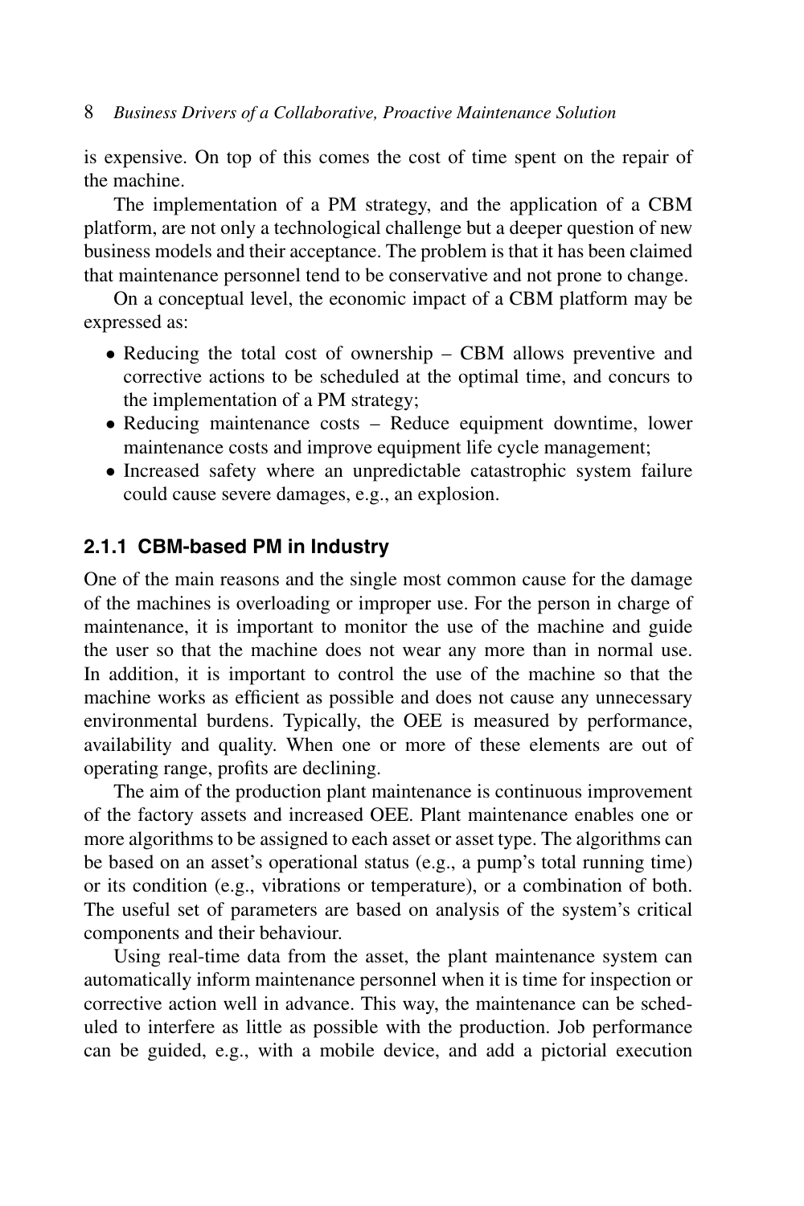is expensive. On top of this comes the cost of time spent on the repair of the machine.

The implementation of a PM strategy, and the application of a CBM platform, are not only a technological challenge but a deeper question of new business models and their acceptance. The problem is that it has been claimed that maintenance personnel tend to be conservative and not prone to change.

On a conceptual level, the economic impact of a CBM platform may be expressed as:

- Reducing the total cost of ownership – CBM allows preventive and corrective actions to be scheduled at the optimal time, and concurs to the implementation of a PM strategy;
- Reducing maintenance costs – Reduce equipment downtime, lower maintenance costs and improve equipment life cycle management;
- Increased safety where an unpredictable catastrophic system failure could cause severe damages, e.g., an explosion.

### 2.1.1 CBM-based PM in Industry

One of the main reasons and the single most common cause for the damage of the machines is overloading or improper use. For the person in charge of maintenance, it is important to monitor the use of the machine and guide the user so that the machine does not wear any more than in normal use. In addition, it is important to control the use of the machine so that the machine works as efficient as possible and does not cause any unnecessary environmental burdens. Typically, the OEE is measured by performance, availability and quality. When one or more of these elements are out of operating range, profits are declining.

The aim of the production plant maintenance is continuous improvement of the factory assets and increased OEE. Plant maintenance enables one or more algorithms to be assigned to each asset or asset type. The algorithms can be based on an asset's operational status (e.g., a pump's total running time) or its condition (e.g., vibrations or temperature), or a combination of both. The useful set of parameters are based on analysis of the system's critical components and their behaviour.

Using real-time data from the asset, the plant maintenance system can automatically inform maintenance personnel when it is time for inspection or corrective action well in advance. This way, the maintenance can be scheduled to interfere as little as possible with the production. Job performance can be guided, e.g., with a mobile device, and add a pictorial execution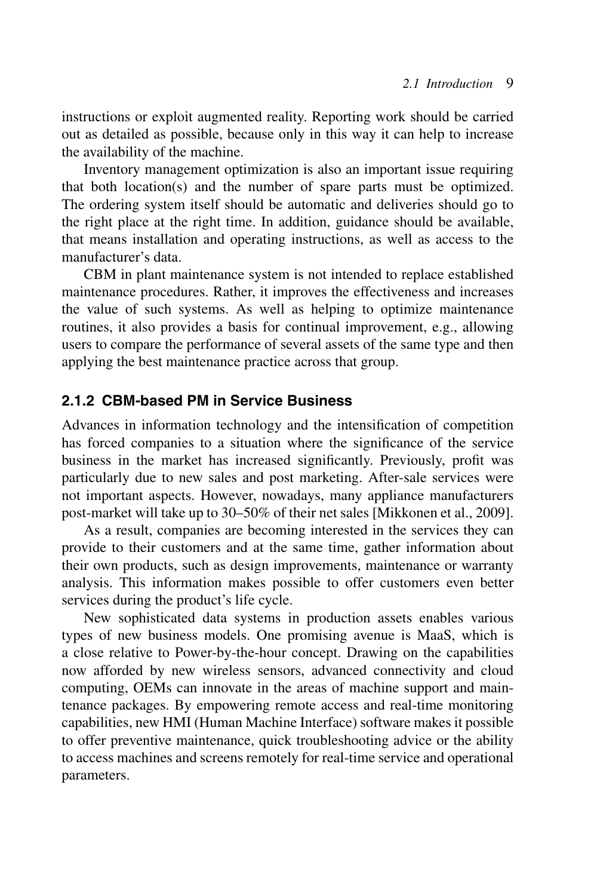instructions or exploit augmented reality. Reporting work should be carried out as detailed as possible, because only in this way it can help to increase the availability of the machine.

Inventory management optimization is also an important issue requiring that both location(s) and the number of spare parts must be optimized. The ordering system itself should be automatic and deliveries should go to the right place at the right time. In addition, guidance should be available, that means installation and operating instructions, as well as access to the manufacturer's data.

CBM in plant maintenance system is not intended to replace established maintenance procedures. Rather, it improves the effectiveness and increases the value of such systems. As well as helping to optimize maintenance routines, it also provides a basis for continual improvement, e.g., allowing users to compare the performance of several assets of the same type and then applying the best maintenance practice across that group.

### 2.1.2 CBM-based PM in Service Business

Advances in information technology and the intensification of competition has forced companies to a situation where the significance of the service business in the market has increased significantly. Previously, profit was particularly due to new sales and post marketing. After-sale services were not important aspects. However, nowadays, many appliance manufacturers post-market will take up to 30–50% of their net sales [Mikkonen et al., 2009].

As a result, companies are becoming interested in the services they can provide to their customers and at the same time, gather information about their own products, such as design improvements, maintenance or warranty analysis. This information makes possible to offer customers even better services during the product's life cycle.

New sophisticated data systems in production assets enables various types of new business models. One promising avenue is MaaS, which is a close relative to Power-by-the-hour concept. Drawing on the capabilities now afforded by new wireless sensors, advanced connectivity and cloud computing, OEMs can innovate in the areas of machine support and maintenance packages. By empowering remote access and real-time monitoring capabilities, new HMI (Human Machine Interface) software makes it possible to offer preventive maintenance, quick troubleshooting advice or the ability to access machines and screens remotely for real-time service and operational parameters.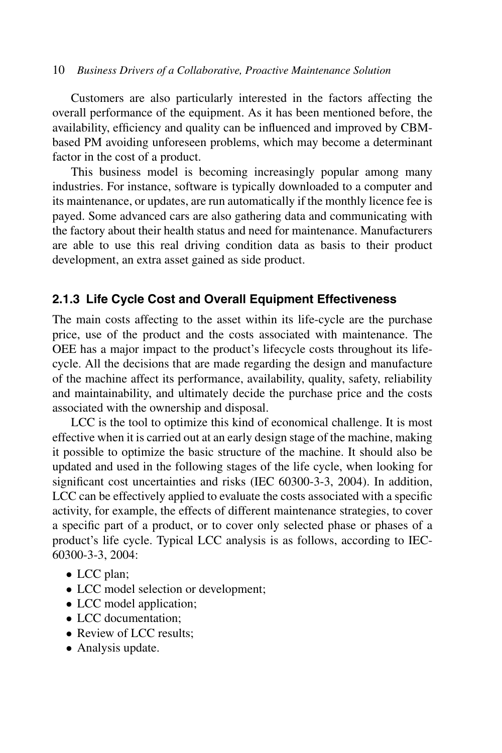Customers are also particularly interested in the factors affecting the overall performance of the equipment. As it has been mentioned before, the availability, efficiency and quality can be influenced and improved by CBM-based PM avoiding unforeseen problems, which may become a determinant factor in the cost of a product.

This business model is becoming increasingly popular among many industries. For instance, software is typically downloaded to a computer and its maintenance, or updates, are run automatically if the monthly licence fee is payed. Some advanced cars are also gathering data and communicating with the factory about their health status and need for maintenance. Manufacturers are able to use this real driving condition data as basis to their product development, an extra asset gained as side product.

### 2.1.3 Life Cycle Cost and Overall Equipment Effectiveness

The main costs affecting to the asset within its life-cycle are the purchase price, use of the product and the costs associated with maintenance. The OEE has a major impact to the product's lifecycle costs throughout its life-cycle. All the decisions that are made regarding the design and manufacture of the machine affect its performance, availability, quality, safety, reliability and maintainability, and ultimately decide the purchase price and the costs associated with the ownership and disposal.

LCC is the tool to optimize this kind of economical challenge. It is most effective when it is carried out at an early design stage of the machine, making it possible to optimize the basic structure of the machine. It should also be updated and used in the following stages of the life cycle, when looking for significant cost uncertainties and risks (IEC 60300-3-3, 2004). In addition, LCC can be effectively applied to evaluate the costs associated with a specific activity, for example, the effects of different maintenance strategies, to cover a specific part of a product, or to cover only selected phase or phases of a product's life cycle. Typical LCC analysis is as follows, according to IEC-60300-3-3, 2004:

- LCC plan;
- LCC model selection or development;
- LCC model application;
- LCC documentation;
- Review of LCC results;
- Analysis update.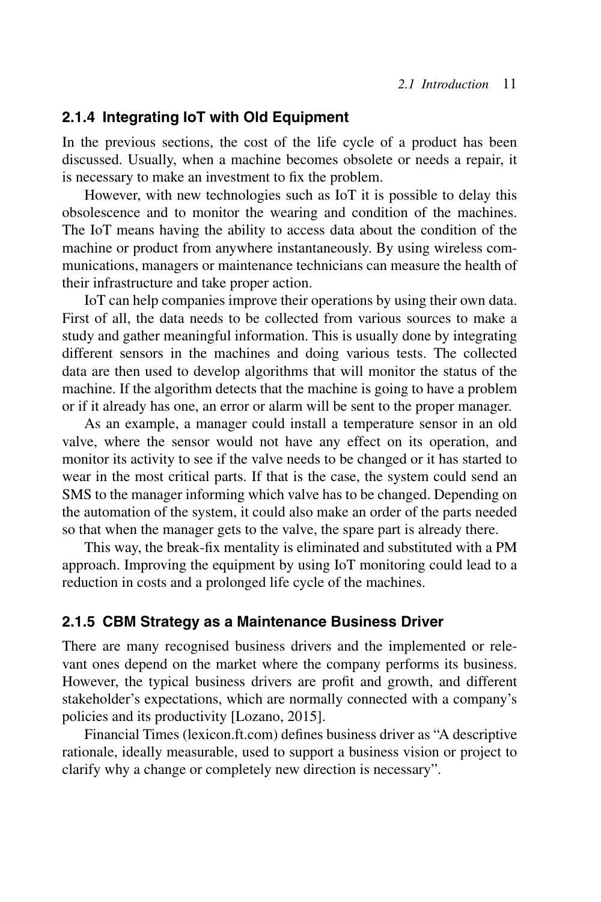### 2.1.4 Integrating IoT with Old Equipment

In the previous sections, the cost of the life cycle of a product has been discussed. Usually, when a machine becomes obsolete or needs a repair, it is necessary to make an investment to fix the problem.

However, with new technologies such as IoT it is possible to delay this obsolescence and to monitor the wearing and condition of the machines. The IoT means having the ability to access data about the condition of the machine or product from anywhere instantaneously. By using wireless communications, managers or maintenance technicians can measure the health of their infrastructure and take proper action.

IoT can help companies improve their operations by using their own data. First of all, the data needs to be collected from various sources to make a study and gather meaningful information. This is usually done by integrating different sensors in the machines and doing various tests. The collected data are then used to develop algorithms that will monitor the status of the machine. If the algorithm detects that the machine is going to have a problem or if it already has one, an error or alarm will be sent to the proper manager.

As an example, a manager could install a temperature sensor in an old valve, where the sensor would not have any effect on its operation, and monitor its activity to see if the valve needs to be changed or it has started to wear in the most critical parts. If that is the case, the system could send an SMS to the manager informing which valve has to be changed. Depending on the automation of the system, it could also make an order of the parts needed so that when the manager gets to the valve, the spare part is already there.

This way, the break-fix mentality is eliminated and substituted with a PM approach. Improving the equipment by using IoT monitoring could lead to a reduction in costs and a prolonged life cycle of the machines.

### 2.1.5 CBM Strategy as a Maintenance Business Driver

There are many recognised business drivers and the implemented or relevant ones depend on the market where the company performs its business. However, the typical business drivers are profit and growth, and different stakeholder's expectations, which are normally connected with a company's policies and its productivity [Lozano, 2015].

Financial Times (lexicon.ft.com) defines business driver as "A descriptive rationale, ideally measurable, used to support a business vision or project to clarify why a change or completely new direction is necessary".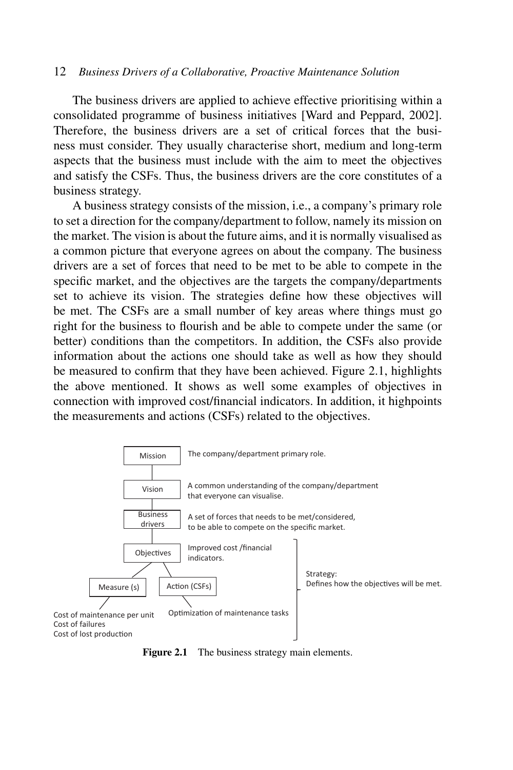The business drivers are applied to achieve effective prioritising within a consolidated programme of business initiatives [Ward and Peppard, 2002]. Therefore, the business drivers are a set of critical forces that the business must consider. They usually characterise short, medium and long-term aspects that the business must include with the aim to meet the objectives and satisfy the CSFs. Thus, the business drivers are the core constitutes of a business strategy.

A business strategy consists of the mission, i.e., a company's primary role to set a direction for the company/department to follow, namely its mission on the market. The vision is about the future aims, and it is normally visualised as a common picture that everyone agrees on about the company. The business drivers are a set of forces that need to be met to be able to compete in the specific market, and the objectives are the targets the company/departments set to achieve its vision. The strategies define how these objectives will be met. The CSFs are a small number of key areas where things must go right for the business to flourish and be able to compete under the same (or better) conditions than the competitors. In addition, the CSFs also provide information about the actions one should take as well as how they should be measured to confirm that they have been achieved. Figure 2.1, highlights the above mentioned. It shows as well some examples of objectives in connection with improved cost/financial indicators. In addition, it highpoints the measurements and actions (CSFs) related to the objectives.

- **Mission** — The company/department primary role.
- **Vision** — A common understanding of the company/department that everyone can visualise.
- **Business drivers** — A set of forces that needs to be met/considered, to be able to compete on the specific market.
- **Objectives** — Improved cost /financial indicators.
  - **Measure (s)** — Cost of maintenance per unit; Cost of failures; Cost of lost production
  - **Action (CSFs)** — Optimization of maintenance tasks

Strategy: Defines how the objectives will be met. (spans Objectives, Measure (s) and Action (CSFs))

**Figure 2.1** The business strategy main elements.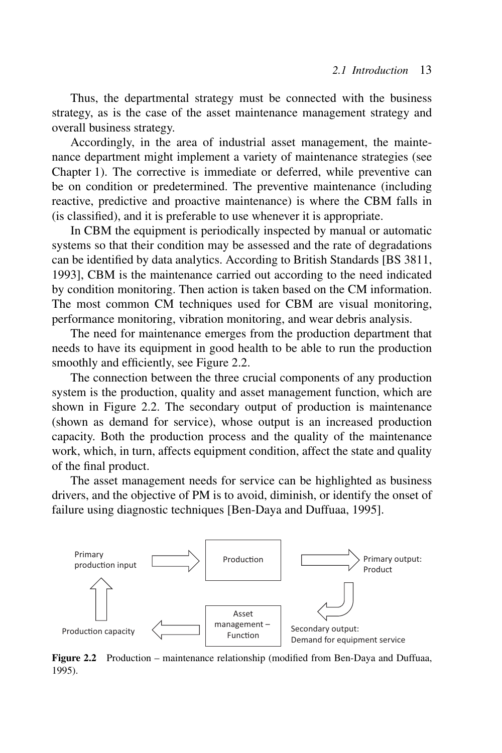Thus, the departmental strategy must be connected with the business strategy, as is the case of the asset maintenance management strategy and overall business strategy.

Accordingly, in the area of industrial asset management, the maintenance department might implement a variety of maintenance strategies (see Chapter 1). The corrective is immediate or deferred, while preventive can be on condition or predetermined. The preventive maintenance (including reactive, predictive and proactive maintenance) is where the CBM falls in (is classified), and it is preferable to use whenever it is appropriate.

In CBM the equipment is periodically inspected by manual or automatic systems so that their condition may be assessed and the rate of degradations can be identified by data analytics. According to British Standards [BS 3811, 1993], CBM is the maintenance carried out according to the need indicated by condition monitoring. Then action is taken based on the CM information. The most common CM techniques used for CBM are visual monitoring, performance monitoring, vibration monitoring, and wear debris analysis.

The need for maintenance emerges from the production department that needs to have its equipment in good health to be able to run the production smoothly and efficiently, see Figure 2.2.

The connection between the three crucial components of any production system is the production, quality and asset management function, which are shown in Figure 2.2. The secondary output of production is maintenance (shown as demand for service), whose output is an increased production capacity. Both the production process and the quality of the maintenance work, which, in turn, affects equipment condition, affect the state and quality of the final product.

The asset management needs for service can be highlighted as business drivers, and the objective of PM is to avoid, diminish, or identify the onset of failure using diagnostic techniques [Ben-Daya and Duffuaa, 1995].

Primary production input → Production → Primary output: Product

Secondary output: Demand for equipment service → Asset management – Function → Production capacity

**Figure 2.2** Production – maintenance relationship (modified from Ben-Daya and Duffuaa, 1995).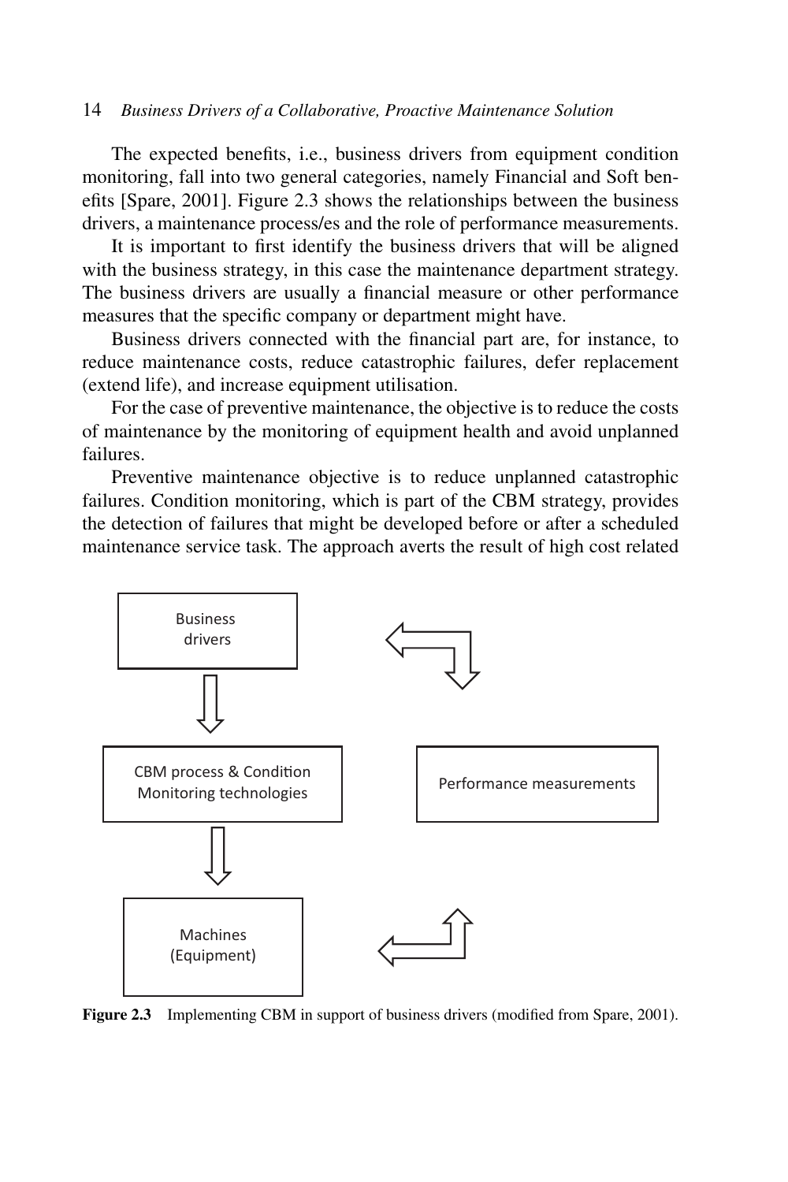The expected benefits, i.e., business drivers from equipment condition monitoring, fall into two general categories, namely Financial and Soft benefits [Spare, 2001]. Figure 2.3 shows the relationships between the business drivers, a maintenance process/es and the role of performance measurements.

It is important to first identify the business drivers that will be aligned with the business strategy, in this case the maintenance department strategy. The business drivers are usually a financial measure or other performance measures that the specific company or department might have.

Business drivers connected with the financial part are, for instance, to reduce maintenance costs, reduce catastrophic failures, defer replacement (extend life), and increase equipment utilisation.

For the case of preventive maintenance, the objective is to reduce the costs of maintenance by the monitoring of equipment health and avoid unplanned failures.

Preventive maintenance objective is to reduce unplanned catastrophic failures. Condition monitoring, which is part of the CBM strategy, provides the detection of failures that might be developed before or after a scheduled maintenance service task. The approach averts the result of high cost related

Business drivers

CBM process & Condition Monitoring technologies

Performance measurements

Machines (Equipment)

**Figure 2.3** Implementing CBM in support of business drivers (modified from Spare, 2001).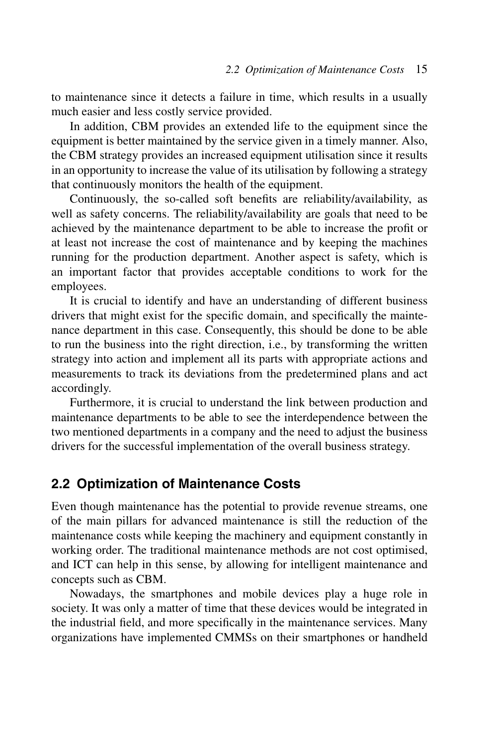to maintenance since it detects a failure in time, which results in a usually much easier and less costly service provided.

In addition, CBM provides an extended life to the equipment since the equipment is better maintained by the service given in a timely manner. Also, the CBM strategy provides an increased equipment utilisation since it results in an opportunity to increase the value of its utilisation by following a strategy that continuously monitors the health of the equipment.

Continuously, the so-called soft benefits are reliability/availability, as well as safety concerns. The reliability/availability are goals that need to be achieved by the maintenance department to be able to increase the profit or at least not increase the cost of maintenance and by keeping the machines running for the production department. Another aspect is safety, which is an important factor that provides acceptable conditions to work for the employees.

It is crucial to identify and have an understanding of different business drivers that might exist for the specific domain, and specifically the maintenance department in this case. Consequently, this should be done to be able to run the business into the right direction, i.e., by transforming the written strategy into action and implement all its parts with appropriate actions and measurements to track its deviations from the predetermined plans and act accordingly.

Furthermore, it is crucial to understand the link between production and maintenance departments to be able to see the interdependence between the two mentioned departments in a company and the need to adjust the business drivers for the successful implementation of the overall business strategy.

## 2.2 Optimization of Maintenance Costs

Even though maintenance has the potential to provide revenue streams, one of the main pillars for advanced maintenance is still the reduction of the maintenance costs while keeping the machinery and equipment constantly in working order. The traditional maintenance methods are not cost optimised, and ICT can help in this sense, by allowing for intelligent maintenance and concepts such as CBM.

Nowadays, the smartphones and mobile devices play a huge role in society. It was only a matter of time that these devices would be integrated in the industrial field, and more specifically in the maintenance services. Many organizations have implemented CMMSs on their smartphones or handheld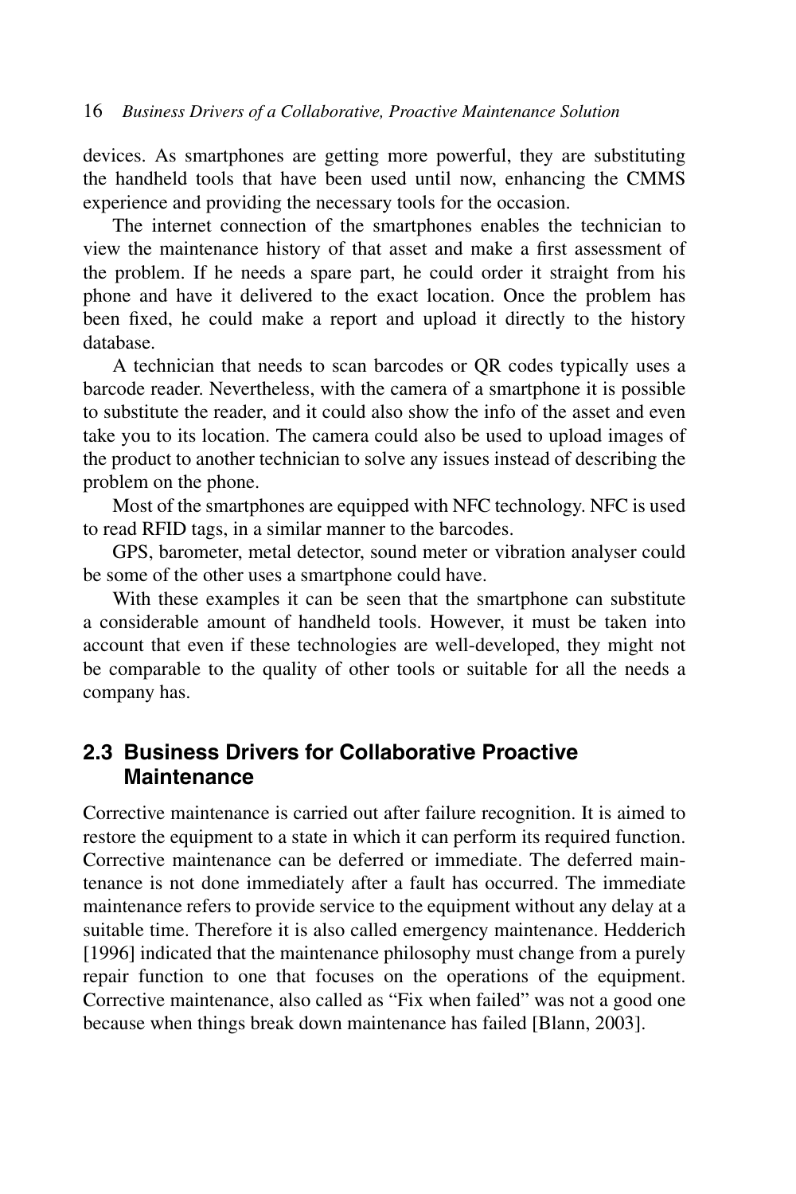devices. As smartphones are getting more powerful, they are substituting the handheld tools that have been used until now, enhancing the CMMS experience and providing the necessary tools for the occasion.

The internet connection of the smartphones enables the technician to view the maintenance history of that asset and make a first assessment of the problem. If he needs a spare part, he could order it straight from his phone and have it delivered to the exact location. Once the problem has been fixed, he could make a report and upload it directly to the history database.

A technician that needs to scan barcodes or QR codes typically uses a barcode reader. Nevertheless, with the camera of a smartphone it is possible to substitute the reader, and it could also show the info of the asset and even take you to its location. The camera could also be used to upload images of the product to another technician to solve any issues instead of describing the problem on the phone.

Most of the smartphones are equipped with NFC technology. NFC is used to read RFID tags, in a similar manner to the barcodes.

GPS, barometer, metal detector, sound meter or vibration analyser could be some of the other uses a smartphone could have.

With these examples it can be seen that the smartphone can substitute a considerable amount of handheld tools. However, it must be taken into account that even if these technologies are well-developed, they might not be comparable to the quality of other tools or suitable for all the needs a company has.

## 2.3 Business Drivers for Collaborative Proactive Maintenance

Corrective maintenance is carried out after failure recognition. It is aimed to restore the equipment to a state in which it can perform its required function. Corrective maintenance can be deferred or immediate. The deferred maintenance is not done immediately after a fault has occurred. The immediate maintenance refers to provide service to the equipment without any delay at a suitable time. Therefore it is also called emergency maintenance. Hedderich [1996] indicated that the maintenance philosophy must change from a purely repair function to one that focuses on the operations of the equipment. Corrective maintenance, also called as “Fix when failed” was not a good one because when things break down maintenance has failed [Blann, 2003].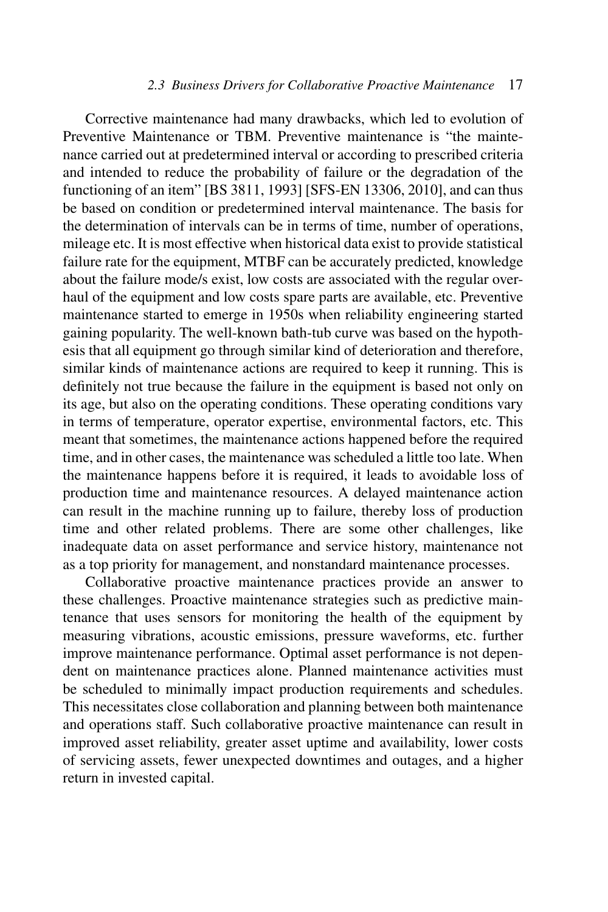Corrective maintenance had many drawbacks, which led to evolution of Preventive Maintenance or TBM. Preventive maintenance is "the maintenance carried out at predetermined interval or according to prescribed criteria and intended to reduce the probability of failure or the degradation of the functioning of an item" [BS 3811, 1993] [SFS-EN 13306, 2010], and can thus be based on condition or predetermined interval maintenance. The basis for the determination of intervals can be in terms of time, number of operations, mileage etc. It is most effective when historical data exist to provide statistical failure rate for the equipment, MTBF can be accurately predicted, knowledge about the failure mode/s exist, low costs are associated with the regular overhaul of the equipment and low costs spare parts are available, etc. Preventive maintenance started to emerge in 1950s when reliability engineering started gaining popularity. The well-known bath-tub curve was based on the hypothesis that all equipment go through similar kind of deterioration and therefore, similar kinds of maintenance actions are required to keep it running. This is definitely not true because the failure in the equipment is based not only on its age, but also on the operating conditions. These operating conditions vary in terms of temperature, operator expertise, environmental factors, etc. This meant that sometimes, the maintenance actions happened before the required time, and in other cases, the maintenance was scheduled a little too late. When the maintenance happens before it is required, it leads to avoidable loss of production time and maintenance resources. A delayed maintenance action can result in the machine running up to failure, thereby loss of production time and other related problems. There are some other challenges, like inadequate data on asset performance and service history, maintenance not as a top priority for management, and nonstandard maintenance processes.

Collaborative proactive maintenance practices provide an answer to these challenges. Proactive maintenance strategies such as predictive maintenance that uses sensors for monitoring the health of the equipment by measuring vibrations, acoustic emissions, pressure waveforms, etc. further improve maintenance performance. Optimal asset performance is not dependent on maintenance practices alone. Planned maintenance activities must be scheduled to minimally impact production requirements and schedules. This necessitates close collaboration and planning between both maintenance and operations staff. Such collaborative proactive maintenance can result in improved asset reliability, greater asset uptime and availability, lower costs of servicing assets, fewer unexpected downtimes and outages, and a higher return in invested capital.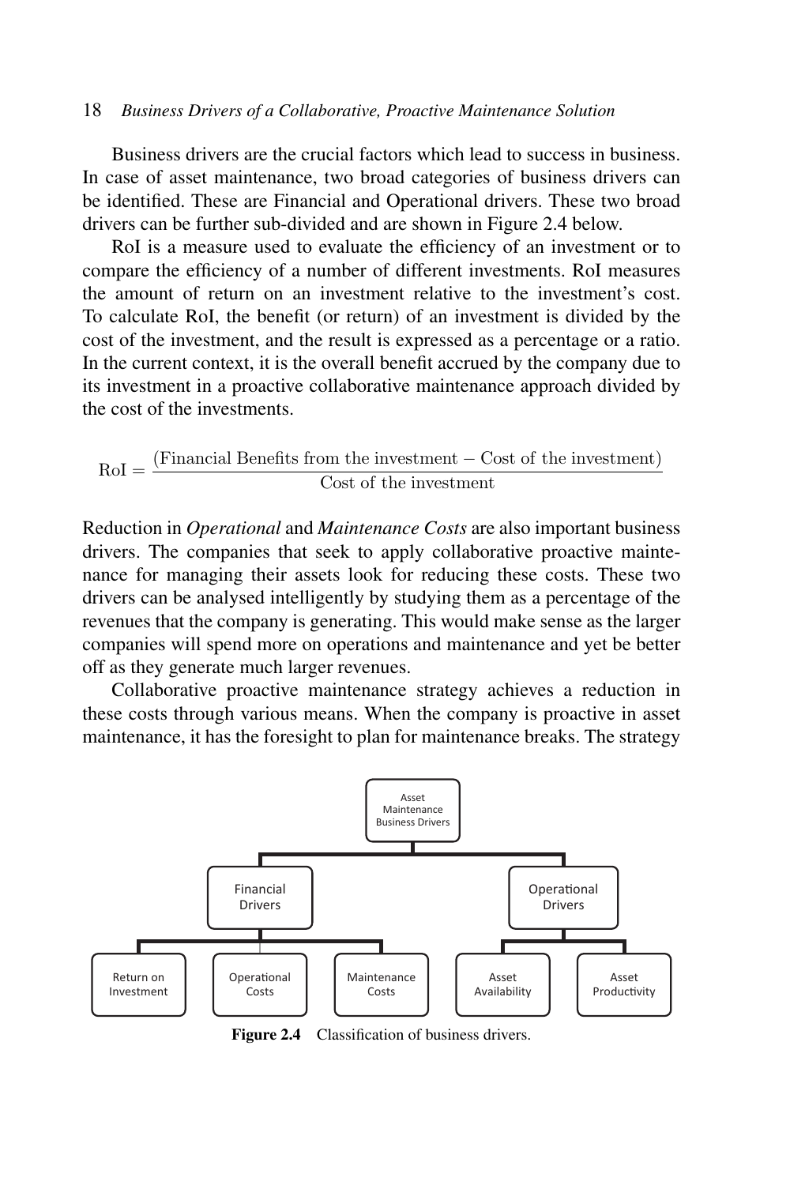Business drivers are the crucial factors which lead to success in business. In case of asset maintenance, two broad categories of business drivers can be identified. These are Financial and Operational drivers. These two broad drivers can be further sub-divided and are shown in Figure 2.4 below.

RoI is a measure used to evaluate the efficiency of an investment or to compare the efficiency of a number of different investments. RoI measures the amount of return on an investment relative to the investment's cost. To calculate RoI, the benefit (or return) of an investment is divided by the cost of the investment, and the result is expressed as a percentage or a ratio. In the current context, it is the overall benefit accrued by the company due to its investment in a proactive collaborative maintenance approach divided by the cost of the investments.

$$\text{RoI} = \frac{(\text{Financial Benefits from the investment} - \text{Cost of the investment})}{\text{Cost of the investment}}$$

Reduction in *Operational* and *Maintenance Costs* are also important business drivers. The companies that seek to apply collaborative proactive maintenance for managing their assets look for reducing these costs. These two drivers can be analysed intelligently by studying them as a percentage of the revenues that the company is generating. This would make sense as the larger companies will spend more on operations and maintenance and yet be better off as they generate much larger revenues.

Collaborative proactive maintenance strategy achieves a reduction in these costs through various means. When the company is proactive in asset maintenance, it has the foresight to plan for maintenance breaks. The strategy

- Asset Maintenance Business Drivers
  - Financial Drivers
    - Return on Investment
    - Operational Costs
    - Maintenance Costs
  - Operational Drivers
    - Asset Availability
    - Asset Productivity

**Figure 2.4** Classification of business drivers.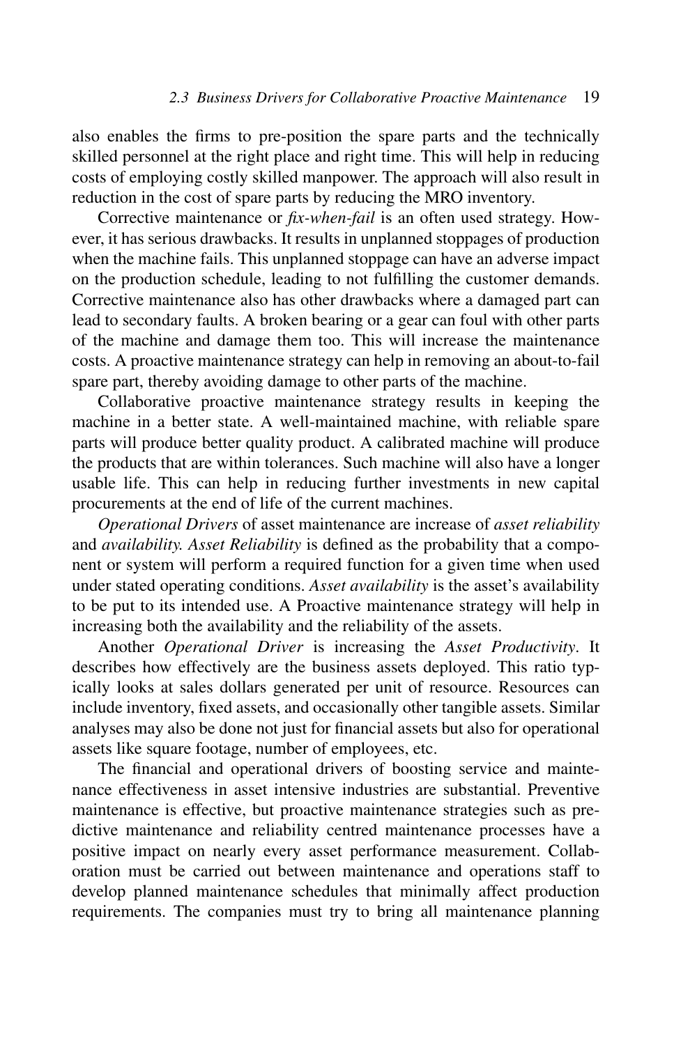also enables the firms to pre-position the spare parts and the technically skilled personnel at the right place and right time. This will help in reducing costs of employing costly skilled manpower. The approach will also result in reduction in the cost of spare parts by reducing the MRO inventory.

Corrective maintenance or *fix-when-fail* is an often used strategy. However, it has serious drawbacks. It results in unplanned stoppages of production when the machine fails. This unplanned stoppage can have an adverse impact on the production schedule, leading to not fulfilling the customer demands. Corrective maintenance also has other drawbacks where a damaged part can lead to secondary faults. A broken bearing or a gear can foul with other parts of the machine and damage them too. This will increase the maintenance costs. A proactive maintenance strategy can help in removing an about-to-fail spare part, thereby avoiding damage to other parts of the machine.

Collaborative proactive maintenance strategy results in keeping the machine in a better state. A well-maintained machine, with reliable spare parts will produce better quality product. A calibrated machine will produce the products that are within tolerances. Such machine will also have a longer usable life. This can help in reducing further investments in new capital procurements at the end of life of the current machines.

*Operational Drivers* of asset maintenance are increase of *asset reliability* and *availability. Asset Reliability* is defined as the probability that a component or system will perform a required function for a given time when used under stated operating conditions. *Asset availability* is the asset's availability to be put to its intended use. A Proactive maintenance strategy will help in increasing both the availability and the reliability of the assets.

Another *Operational Driver* is increasing the *Asset Productivity*. It describes how effectively are the business assets deployed. This ratio typically looks at sales dollars generated per unit of resource. Resources can include inventory, fixed assets, and occasionally other tangible assets. Similar analyses may also be done not just for financial assets but also for operational assets like square footage, number of employees, etc.

The financial and operational drivers of boosting service and maintenance effectiveness in asset intensive industries are substantial. Preventive maintenance is effective, but proactive maintenance strategies such as predictive maintenance and reliability centred maintenance processes have a positive impact on nearly every asset performance measurement. Collaboration must be carried out between maintenance and operations staff to develop planned maintenance schedules that minimally affect production requirements. The companies must try to bring all maintenance planning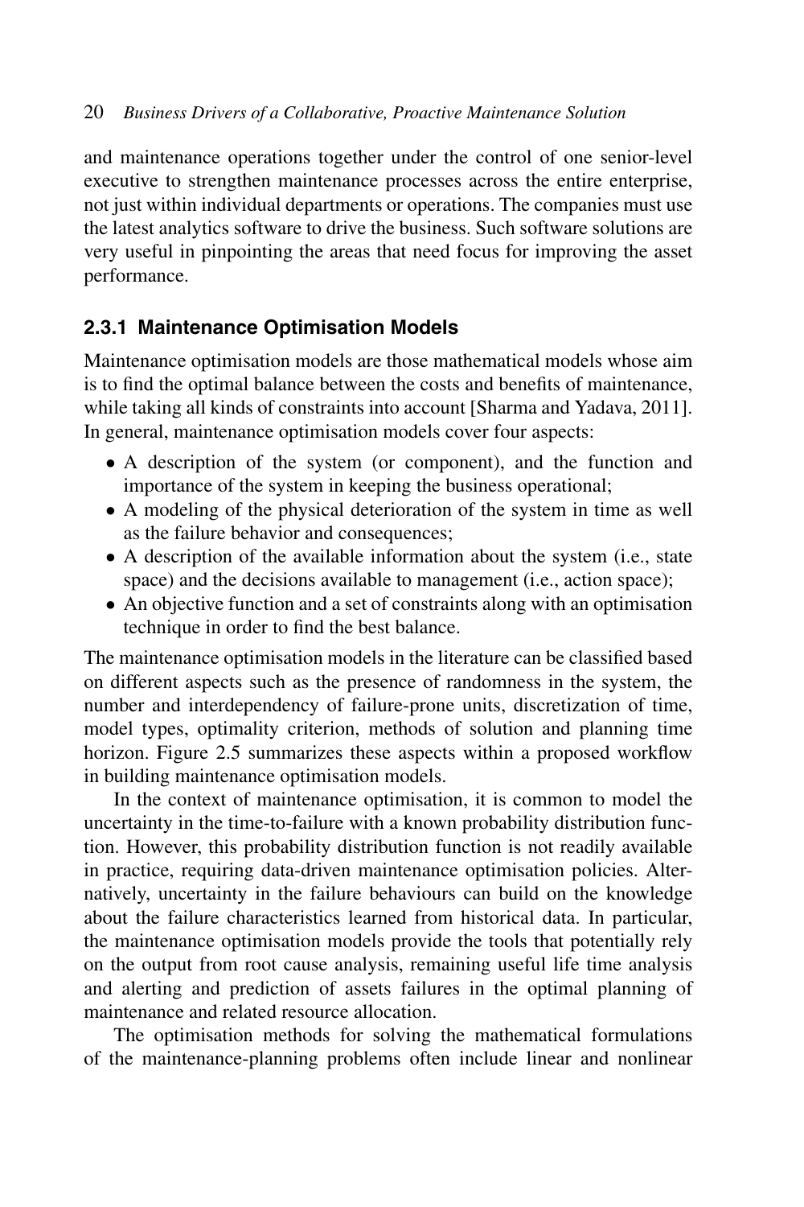and maintenance operations together under the control of one senior-level executive to strengthen maintenance processes across the entire enterprise, not just within individual departments or operations. The companies must use the latest analytics software to drive the business. Such software solutions are very useful in pinpointing the areas that need focus for improving the asset performance.

### 2.3.1 Maintenance Optimisation Models

Maintenance optimisation models are those mathematical models whose aim is to find the optimal balance between the costs and benefits of maintenance, while taking all kinds of constraints into account [Sharma and Yadava, 2011]. In general, maintenance optimisation models cover four aspects:

- A description of the system (or component), and the function and importance of the system in keeping the business operational;
- A modeling of the physical deterioration of the system in time as well as the failure behavior and consequences;
- A description of the available information about the system (i.e., state space) and the decisions available to management (i.e., action space);
- An objective function and a set of constraints along with an optimisation technique in order to find the best balance.

The maintenance optimisation models in the literature can be classified based on different aspects such as the presence of randomness in the system, the number and interdependency of failure-prone units, discretization of time, model types, optimality criterion, methods of solution and planning time horizon. Figure 2.5 summarizes these aspects within a proposed workflow in building maintenance optimisation models.

In the context of maintenance optimisation, it is common to model the uncertainty in the time-to-failure with a known probability distribution function. However, this probability distribution function is not readily available in practice, requiring data-driven maintenance optimisation policies. Alternatively, uncertainty in the failure behaviours can build on the knowledge about the failure characteristics learned from historical data. In particular, the maintenance optimisation models provide the tools that potentially rely on the output from root cause analysis, remaining useful life time analysis and alerting and prediction of assets failures in the optimal planning of maintenance and related resource allocation.

The optimisation methods for solving the mathematical formulations of the maintenance-planning problems often include linear and nonlinear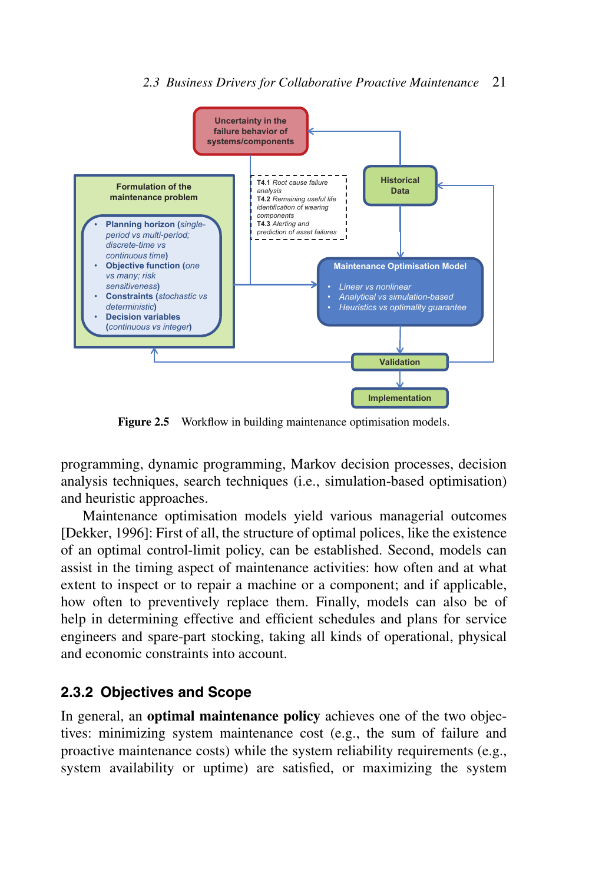Uncertainty in the failure behavior of systems/components

Formulation of the maintenance problem

- **Planning horizon** (*single-period vs multi-period; discrete-time vs continuous time*)
- **Objective function** (*one vs many; risk sensitiveness*)
- **Constraints** (*stochastic vs deterministic*)
- **Decision variables** (*continuous vs integer*)

**T4.1** *Root cause failure analysis*
**T4.2** *Remaining useful life identification of wearing components*
**T4.3** *Alerting and prediction of asset failures*

Historical Data

Maintenance Optimisation Model

- *Linear vs nonlinear*
- *Analytical vs simulation-based*
- *Heuristics vs optimality guarantee*

Validation

Implementation

**Figure 2.5** Workflow in building maintenance optimisation models.

programming, dynamic programming, Markov decision processes, decision analysis techniques, search techniques (i.e., simulation-based optimisation) and heuristic approaches.

Maintenance optimisation models yield various managerial outcomes [Dekker, 1996]: First of all, the structure of optimal polices, like the existence of an optimal control-limit policy, can be established. Second, models can assist in the timing aspect of maintenance activities: how often and at what extent to inspect or to repair a machine or a component; and if applicable, how often to preventively replace them. Finally, models can also be of help in determining effective and efficient schedules and plans for service engineers and spare-part stocking, taking all kinds of operational, physical and economic constraints into account.

### 2.3.2 Objectives and Scope

In general, an **optimal maintenance policy** achieves one of the two objectives: minimizing system maintenance cost (e.g., the sum of failure and proactive maintenance costs) while the system reliability requirements (e.g., system availability or uptime) are satisfied, or maximizing the system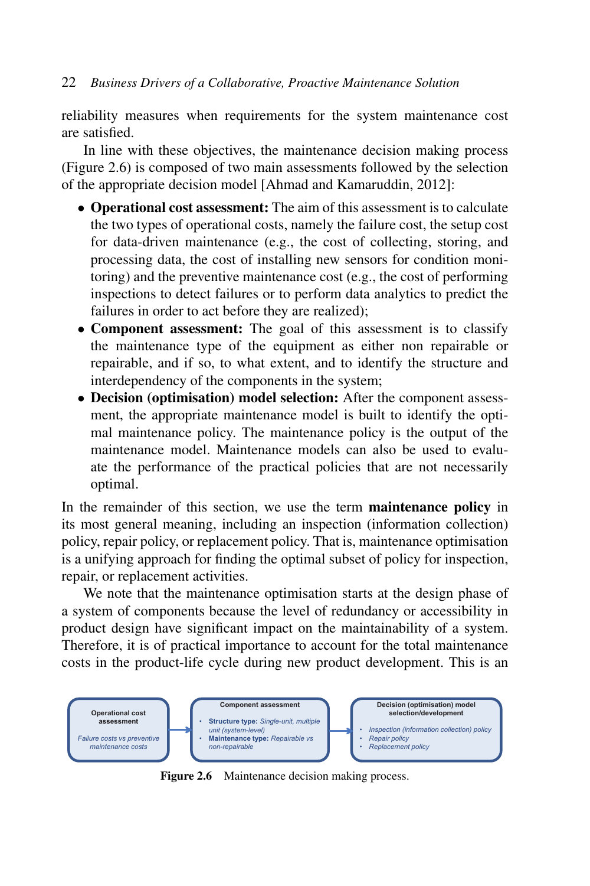reliability measures when requirements for the system maintenance cost are satisfied.

In line with these objectives, the maintenance decision making process (Figure 2.6) is composed of two main assessments followed by the selection of the appropriate decision model [Ahmad and Kamaruddin, 2012]:

- **Operational cost assessment:** The aim of this assessment is to calculate the two types of operational costs, namely the failure cost, the setup cost for data-driven maintenance (e.g., the cost of collecting, storing, and processing data, the cost of installing new sensors for condition monitoring) and the preventive maintenance cost (e.g., the cost of performing inspections to detect failures or to perform data analytics to predict the failures in order to act before they are realized);
- **Component assessment:** The goal of this assessment is to classify the maintenance type of the equipment as either non repairable or repairable, and if so, to what extent, and to identify the structure and interdependency of the components in the system;
- **Decision (optimisation) model selection:** After the component assessment, the appropriate maintenance model is built to identify the optimal maintenance policy. The maintenance policy is the output of the maintenance model. Maintenance models can also be used to evaluate the performance of the practical policies that are not necessarily optimal.

In the remainder of this section, we use the term **maintenance policy** in its most general meaning, including an inspection (information collection) policy, repair policy, or replacement policy. That is, maintenance optimisation is a unifying approach for finding the optimal subset of policy for inspection, repair, or replacement activities.

We note that the maintenance optimisation starts at the design phase of a system of components because the level of redundancy or accessibility in product design have significant impact on the maintainability of a system. Therefore, it is of practical importance to account for the total maintenance costs in the product-life cycle during new product development. This is an

**Operational cost assessment**
*Failure costs vs preventive maintenance costs*

→

**Component assessment**
- **Structure type:** *Single-unit, multiple unit (system-level)*
- **Maintenance type:** *Repairable vs non-repairable*

→

**Decision (optimisation) model selection/development**
- *Inspection (information collection) policy*
- *Repair policy*
- *Replacement policy*

**Figure 2.6** Maintenance decision making process.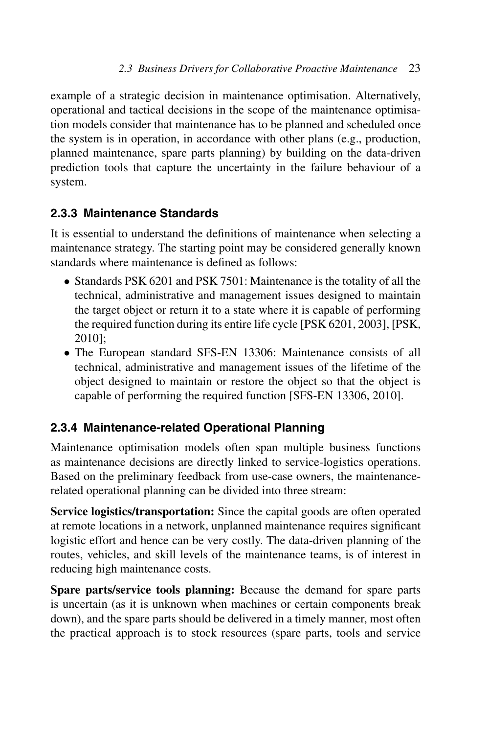example of a strategic decision in maintenance optimisation. Alternatively, operational and tactical decisions in the scope of the maintenance optimisation models consider that maintenance has to be planned and scheduled once the system is in operation, in accordance with other plans (e.g., production, planned maintenance, spare parts planning) by building on the data-driven prediction tools that capture the uncertainty in the failure behaviour of a system.

### 2.3.3 Maintenance Standards

It is essential to understand the definitions of maintenance when selecting a maintenance strategy. The starting point may be considered generally known standards where maintenance is defined as follows:

- Standards PSK 6201 and PSK 7501: Maintenance is the totality of all the technical, administrative and management issues designed to maintain the target object or return it to a state where it is capable of performing the required function during its entire life cycle [PSK 6201, 2003], [PSK, 2010];
- The European standard SFS-EN 13306: Maintenance consists of all technical, administrative and management issues of the lifetime of the object designed to maintain or restore the object so that the object is capable of performing the required function [SFS-EN 13306, 2010].

### 2.3.4 Maintenance-related Operational Planning

Maintenance optimisation models often span multiple business functions as maintenance decisions are directly linked to service-logistics operations. Based on the preliminary feedback from use-case owners, the maintenance-related operational planning can be divided into three stream:

**Service logistics/transportation:** Since the capital goods are often operated at remote locations in a network, unplanned maintenance requires significant logistic effort and hence can be very costly. The data-driven planning of the routes, vehicles, and skill levels of the maintenance teams, is of interest in reducing high maintenance costs.

**Spare parts/service tools planning:** Because the demand for spare parts is uncertain (as it is unknown when machines or certain components break down), and the spare parts should be delivered in a timely manner, most often the practical approach is to stock resources (spare parts, tools and service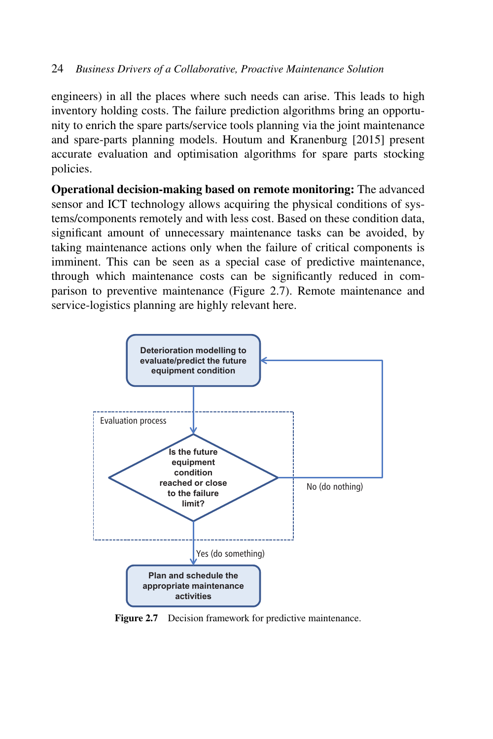engineers) in all the places where such needs can arise. This leads to high inventory holding costs. The failure prediction algorithms bring an opportunity to enrich the spare parts/service tools planning via the joint maintenance and spare-parts planning models. Houtum and Kranenburg [2015] present accurate evaluation and optimisation algorithms for spare parts stocking policies.

**Operational decision-making based on remote monitoring:** The advanced sensor and ICT technology allows acquiring the physical conditions of systems/components remotely and with less cost. Based on these condition data, significant amount of unnecessary maintenance tasks can be avoided, by taking maintenance actions only when the failure of critical components is imminent. This can be seen as a special case of predictive maintenance, through which maintenance costs can be significantly reduced in comparison to preventive maintenance (Figure 2.7). Remote maintenance and service-logistics planning are highly relevant here.

**Figure 2.7** Decision framework for predictive maintenance.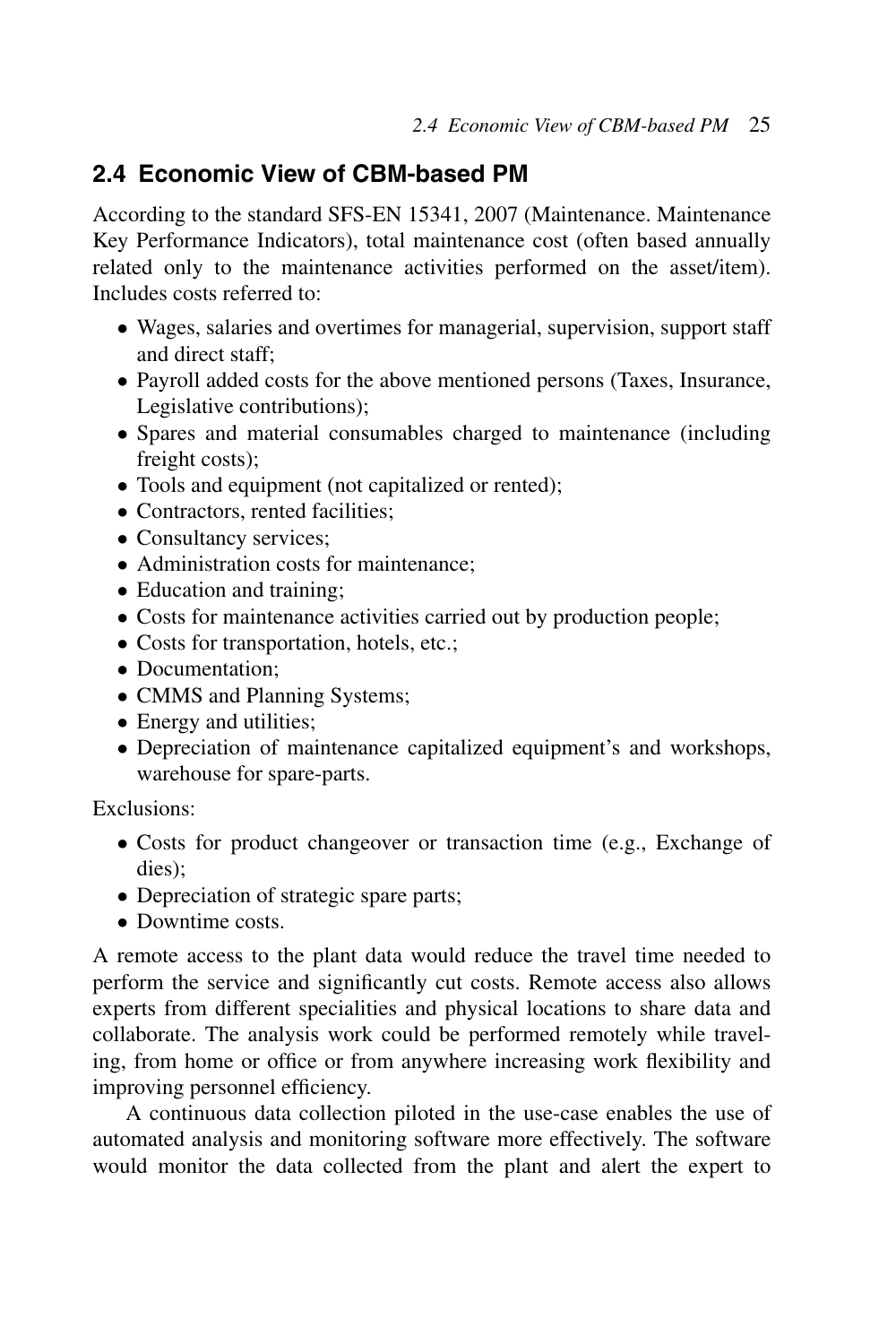## 2.4 Economic View of CBM-based PM

According to the standard SFS-EN 15341, 2007 (Maintenance. Maintenance Key Performance Indicators), total maintenance cost (often based annually related only to the maintenance activities performed on the asset/item). Includes costs referred to:

- Wages, salaries and overtimes for managerial, supervision, support staff and direct staff;
- Payroll added costs for the above mentioned persons (Taxes, Insurance, Legislative contributions);
- Spares and material consumables charged to maintenance (including freight costs);
- Tools and equipment (not capitalized or rented);
- Contractors, rented facilities;
- Consultancy services;
- Administration costs for maintenance;
- Education and training;
- Costs for maintenance activities carried out by production people;
- Costs for transportation, hotels, etc.;
- Documentation;
- CMMS and Planning Systems;
- Energy and utilities;
- Depreciation of maintenance capitalized equipment's and workshops, warehouse for spare-parts.

Exclusions:

- Costs for product changeover or transaction time (e.g., Exchange of dies);
- Depreciation of strategic spare parts;
- Downtime costs.

A remote access to the plant data would reduce the travel time needed to perform the service and significantly cut costs. Remote access also allows experts from different specialities and physical locations to share data and collaborate. The analysis work could be performed remotely while traveling, from home or office or from anywhere increasing work flexibility and improving personnel efficiency.

A continuous data collection piloted in the use-case enables the use of automated analysis and monitoring software more effectively. The software would monitor the data collected from the plant and alert the expert to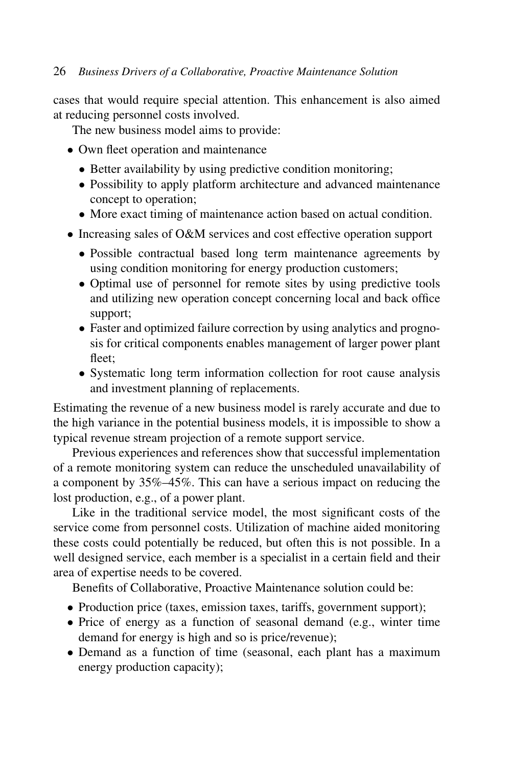cases that would require special attention. This enhancement is also aimed at reducing personnel costs involved.

The new business model aims to provide:

- Own fleet operation and maintenance
  - Better availability by using predictive condition monitoring;
  - Possibility to apply platform architecture and advanced maintenance concept to operation;
  - More exact timing of maintenance action based on actual condition.
- Increasing sales of O&M services and cost effective operation support
  - Possible contractual based long term maintenance agreements by using condition monitoring for energy production customers;
  - Optimal use of personnel for remote sites by using predictive tools and utilizing new operation concept concerning local and back office support;
  - Faster and optimized failure correction by using analytics and prognosis for critical components enables management of larger power plant fleet;
  - Systematic long term information collection for root cause analysis and investment planning of replacements.

Estimating the revenue of a new business model is rarely accurate and due to the high variance in the potential business models, it is impossible to show a typical revenue stream projection of a remote support service.

Previous experiences and references show that successful implementation of a remote monitoring system can reduce the unscheduled unavailability of a component by 35%–45%. This can have a serious impact on reducing the lost production, e.g., of a power plant.

Like in the traditional service model, the most significant costs of the service come from personnel costs. Utilization of machine aided monitoring these costs could potentially be reduced, but often this is not possible. In a well designed service, each member is a specialist in a certain field and their area of expertise needs to be covered.

Benefits of Collaborative, Proactive Maintenance solution could be:

- Production price (taxes, emission taxes, tariffs, government support);
- Price of energy as a function of seasonal demand (e.g., winter time demand for energy is high and so is price/revenue);
- Demand as a function of time (seasonal, each plant has a maximum energy production capacity);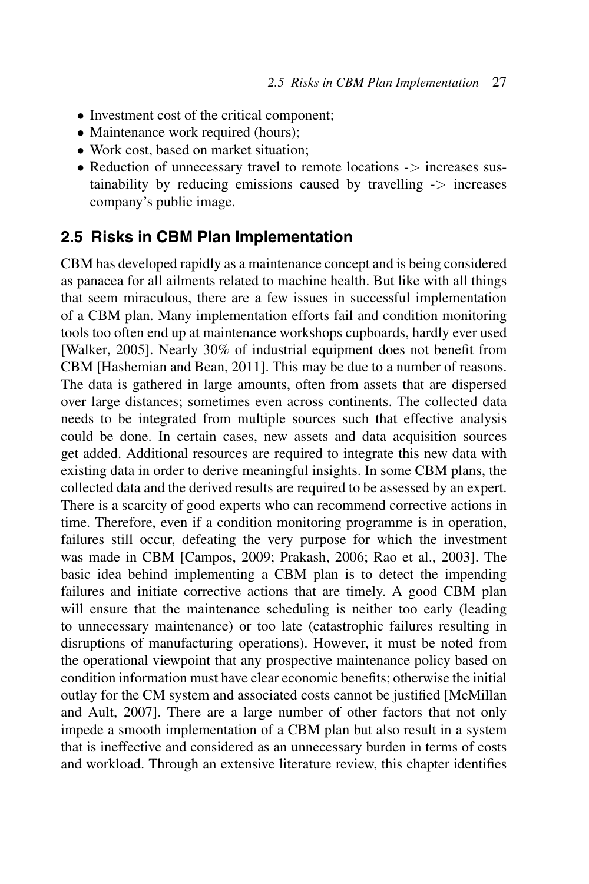- Investment cost of the critical component;
- Maintenance work required (hours);
- Work cost, based on market situation;
- Reduction of unnecessary travel to remote locations -> increases sustainability by reducing emissions caused by travelling -> increases company's public image.

## 2.5 Risks in CBM Plan Implementation

CBM has developed rapidly as a maintenance concept and is being considered as panacea for all ailments related to machine health. But like with all things that seem miraculous, there are a few issues in successful implementation of a CBM plan. Many implementation efforts fail and condition monitoring tools too often end up at maintenance workshops cupboards, hardly ever used [Walker, 2005]. Nearly 30% of industrial equipment does not benefit from CBM [Hashemian and Bean, 2011]. This may be due to a number of reasons. The data is gathered in large amounts, often from assets that are dispersed over large distances; sometimes even across continents. The collected data needs to be integrated from multiple sources such that effective analysis could be done. In certain cases, new assets and data acquisition sources get added. Additional resources are required to integrate this new data with existing data in order to derive meaningful insights. In some CBM plans, the collected data and the derived results are required to be assessed by an expert. There is a scarcity of good experts who can recommend corrective actions in time. Therefore, even if a condition monitoring programme is in operation, failures still occur, defeating the very purpose for which the investment was made in CBM [Campos, 2009; Prakash, 2006; Rao et al., 2003]. The basic idea behind implementing a CBM plan is to detect the impending failures and initiate corrective actions that are timely. A good CBM plan will ensure that the maintenance scheduling is neither too early (leading to unnecessary maintenance) or too late (catastrophic failures resulting in disruptions of manufacturing operations). However, it must be noted from the operational viewpoint that any prospective maintenance policy based on condition information must have clear economic benefits; otherwise the initial outlay for the CM system and associated costs cannot be justified [McMillan and Ault, 2007]. There are a large number of other factors that not only impede a smooth implementation of a CBM plan but also result in a system that is ineffective and considered as an unnecessary burden in terms of costs and workload. Through an extensive literature review, this chapter identifies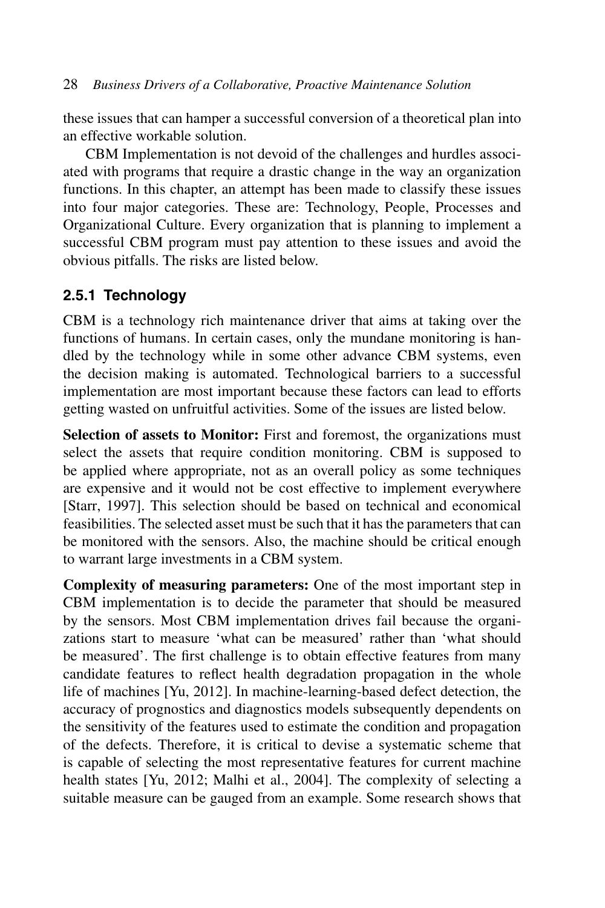these issues that can hamper a successful conversion of a theoretical plan into an effective workable solution.

CBM Implementation is not devoid of the challenges and hurdles associated with programs that require a drastic change in the way an organization functions. In this chapter, an attempt has been made to classify these issues into four major categories. These are: Technology, People, Processes and Organizational Culture. Every organization that is planning to implement a successful CBM program must pay attention to these issues and avoid the obvious pitfalls. The risks are listed below.

### 2.5.1 Technology

CBM is a technology rich maintenance driver that aims at taking over the functions of humans. In certain cases, only the mundane monitoring is handled by the technology while in some other advance CBM systems, even the decision making is automated. Technological barriers to a successful implementation are most important because these factors can lead to efforts getting wasted on unfruitful activities. Some of the issues are listed below.

**Selection of assets to Monitor:** First and foremost, the organizations must select the assets that require condition monitoring. CBM is supposed to be applied where appropriate, not as an overall policy as some techniques are expensive and it would not be cost effective to implement everywhere [Starr, 1997]. This selection should be based on technical and economical feasibilities. The selected asset must be such that it has the parameters that can be monitored with the sensors. Also, the machine should be critical enough to warrant large investments in a CBM system.

**Complexity of measuring parameters:** One of the most important step in CBM implementation is to decide the parameter that should be measured by the sensors. Most CBM implementation drives fail because the organizations start to measure 'what can be measured' rather than 'what should be measured'. The first challenge is to obtain effective features from many candidate features to reflect health degradation propagation in the whole life of machines [Yu, 2012]. In machine-learning-based defect detection, the accuracy of prognostics and diagnostics models subsequently dependents on the sensitivity of the features used to estimate the condition and propagation of the defects. Therefore, it is critical to devise a systematic scheme that is capable of selecting the most representative features for current machine health states [Yu, 2012; Malhi et al., 2004]. The complexity of selecting a suitable measure can be gauged from an example. Some research shows that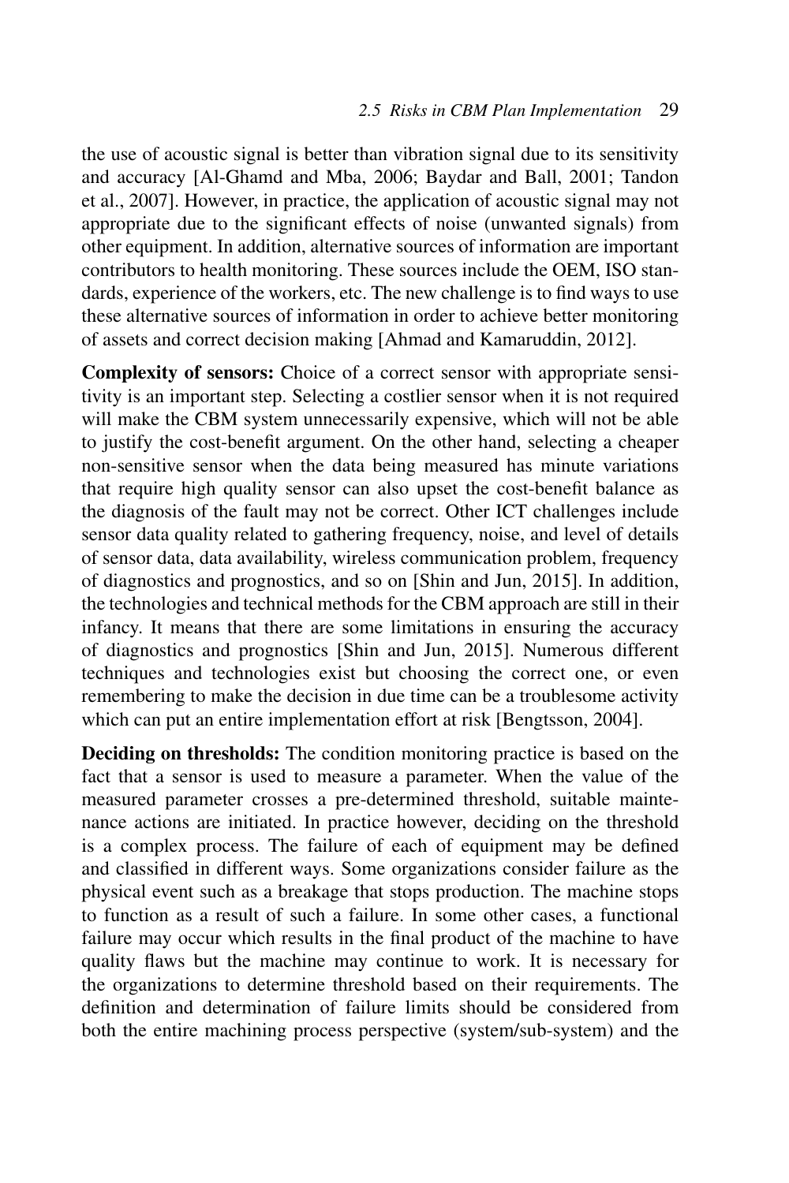the use of acoustic signal is better than vibration signal due to its sensitivity and accuracy [Al-Ghamd and Mba, 2006; Baydar and Ball, 2001; Tandon et al., 2007]. However, in practice, the application of acoustic signal may not appropriate due to the significant effects of noise (unwanted signals) from other equipment. In addition, alternative sources of information are important contributors to health monitoring. These sources include the OEM, ISO standards, experience of the workers, etc. The new challenge is to find ways to use these alternative sources of information in order to achieve better monitoring of assets and correct decision making [Ahmad and Kamaruddin, 2012].

**Complexity of sensors:** Choice of a correct sensor with appropriate sensitivity is an important step. Selecting a costlier sensor when it is not required will make the CBM system unnecessarily expensive, which will not be able to justify the cost-benefit argument. On the other hand, selecting a cheaper non-sensitive sensor when the data being measured has minute variations that require high quality sensor can also upset the cost-benefit balance as the diagnosis of the fault may not be correct. Other ICT challenges include sensor data quality related to gathering frequency, noise, and level of details of sensor data, data availability, wireless communication problem, frequency of diagnostics and prognostics, and so on [Shin and Jun, 2015]. In addition, the technologies and technical methods for the CBM approach are still in their infancy. It means that there are some limitations in ensuring the accuracy of diagnostics and prognostics [Shin and Jun, 2015]. Numerous different techniques and technologies exist but choosing the correct one, or even remembering to make the decision in due time can be a troublesome activity which can put an entire implementation effort at risk [Bengtsson, 2004].

**Deciding on thresholds:** The condition monitoring practice is based on the fact that a sensor is used to measure a parameter. When the value of the measured parameter crosses a pre-determined threshold, suitable maintenance actions are initiated. In practice however, deciding on the threshold is a complex process. The failure of each of equipment may be defined and classified in different ways. Some organizations consider failure as the physical event such as a breakage that stops production. The machine stops to function as a result of such a failure. In some other cases, a functional failure may occur which results in the final product of the machine to have quality flaws but the machine may continue to work. It is necessary for the organizations to determine threshold based on their requirements. The definition and determination of failure limits should be considered from both the entire machining process perspective (system/sub-system) and the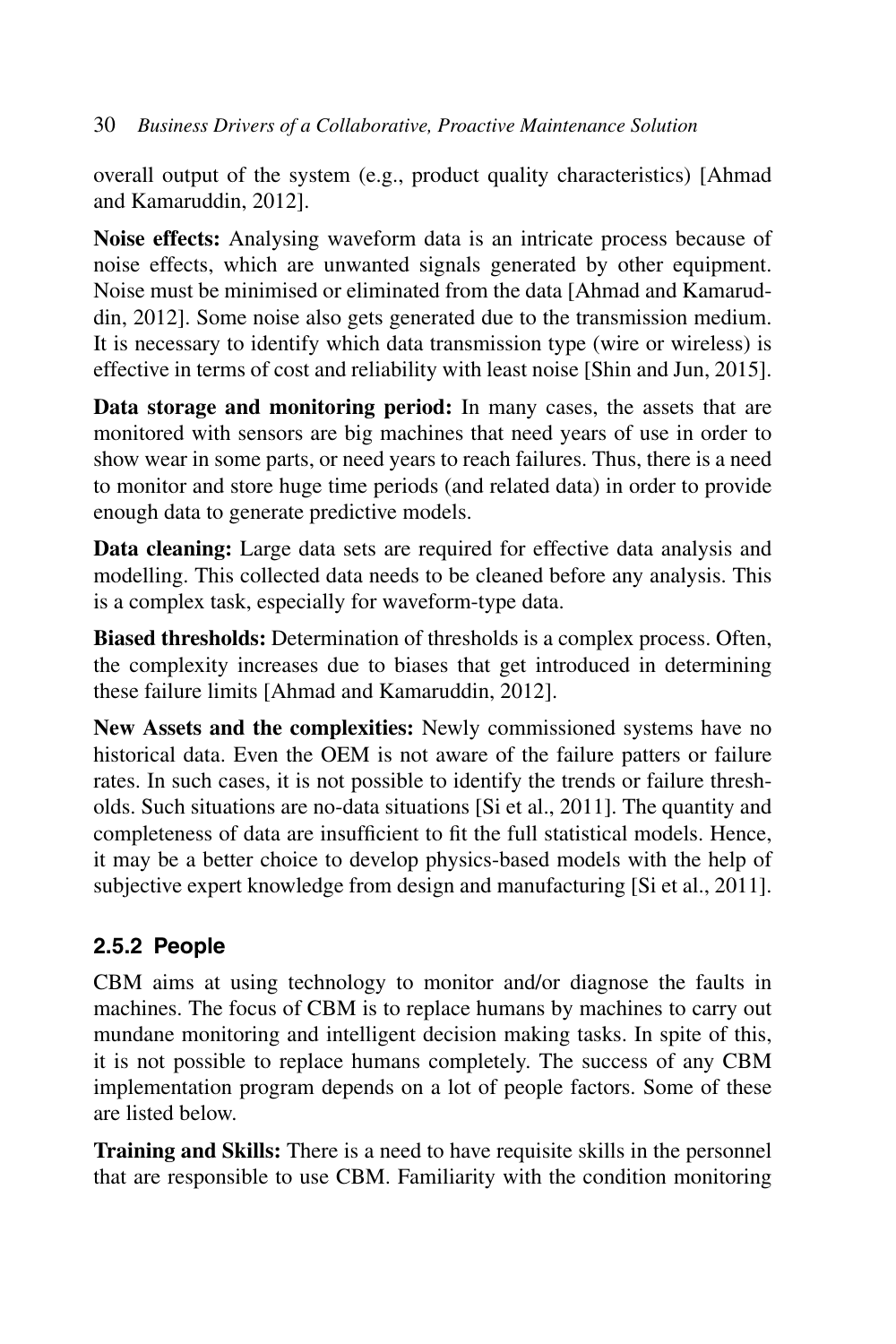overall output of the system (e.g., product quality characteristics) [Ahmad and Kamaruddin, 2012].

**Noise effects:** Analysing waveform data is an intricate process because of noise effects, which are unwanted signals generated by other equipment. Noise must be minimised or eliminated from the data [Ahmad and Kamaruddin, 2012]. Some noise also gets generated due to the transmission medium. It is necessary to identify which data transmission type (wire or wireless) is effective in terms of cost and reliability with least noise [Shin and Jun, 2015].

**Data storage and monitoring period:** In many cases, the assets that are monitored with sensors are big machines that need years of use in order to show wear in some parts, or need years to reach failures. Thus, there is a need to monitor and store huge time periods (and related data) in order to provide enough data to generate predictive models.

**Data cleaning:** Large data sets are required for effective data analysis and modelling. This collected data needs to be cleaned before any analysis. This is a complex task, especially for waveform-type data.

**Biased thresholds:** Determination of thresholds is a complex process. Often, the complexity increases due to biases that get introduced in determining these failure limits [Ahmad and Kamaruddin, 2012].

**New Assets and the complexities:** Newly commissioned systems have no historical data. Even the OEM is not aware of the failure patters or failure rates. In such cases, it is not possible to identify the trends or failure thresholds. Such situations are no-data situations [Si et al., 2011]. The quantity and completeness of data are insufficient to fit the full statistical models. Hence, it may be a better choice to develop physics-based models with the help of subjective expert knowledge from design and manufacturing [Si et al., 2011].

### 2.5.2 People

CBM aims at using technology to monitor and/or diagnose the faults in machines. The focus of CBM is to replace humans by machines to carry out mundane monitoring and intelligent decision making tasks. In spite of this, it is not possible to replace humans completely. The success of any CBM implementation program depends on a lot of people factors. Some of these are listed below.

**Training and Skills:** There is a need to have requisite skills in the personnel that are responsible to use CBM. Familiarity with the condition monitoring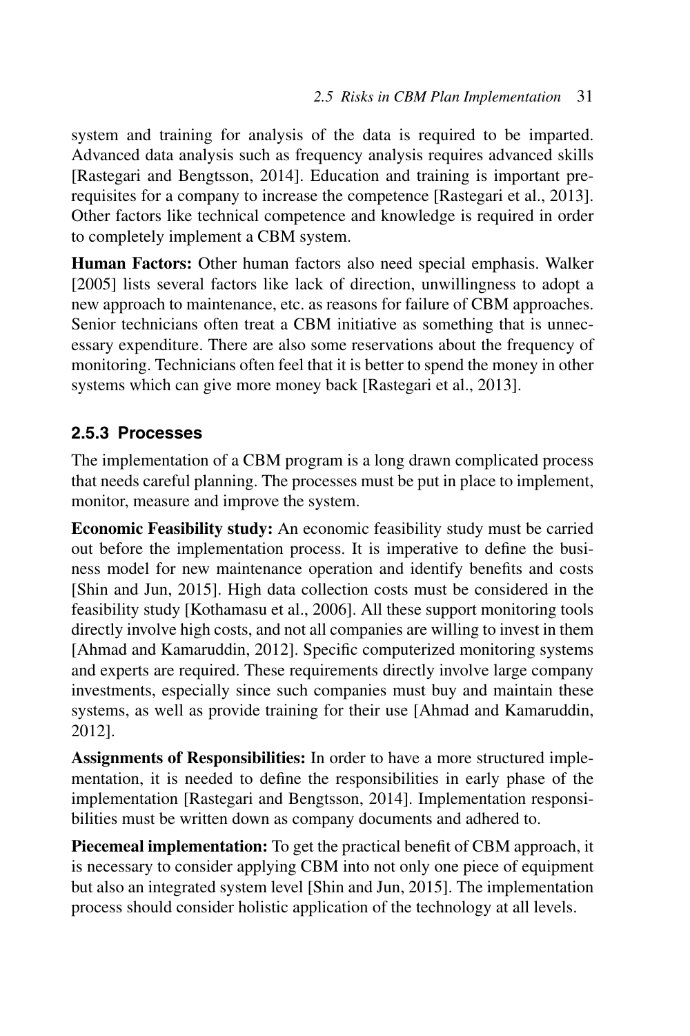system and training for analysis of the data is required to be imparted. Advanced data analysis such as frequency analysis requires advanced skills [Rastegari and Bengtsson, 2014]. Education and training is important prerequisites for a company to increase the competence [Rastegari et al., 2013]. Other factors like technical competence and knowledge is required in order to completely implement a CBM system.

**Human Factors:** Other human factors also need special emphasis. Walker [2005] lists several factors like lack of direction, unwillingness to adopt a new approach to maintenance, etc. as reasons for failure of CBM approaches. Senior technicians often treat a CBM initiative as something that is unnecessary expenditure. There are also some reservations about the frequency of monitoring. Technicians often feel that it is better to spend the money in other systems which can give more money back [Rastegari et al., 2013].

### 2.5.3 Processes

The implementation of a CBM program is a long drawn complicated process that needs careful planning. The processes must be put in place to implement, monitor, measure and improve the system.

**Economic Feasibility study:** An economic feasibility study must be carried out before the implementation process. It is imperative to define the business model for new maintenance operation and identify benefits and costs [Shin and Jun, 2015]. High data collection costs must be considered in the feasibility study [Kothamasu et al., 2006]. All these support monitoring tools directly involve high costs, and not all companies are willing to invest in them [Ahmad and Kamaruddin, 2012]. Specific computerized monitoring systems and experts are required. These requirements directly involve large company investments, especially since such companies must buy and maintain these systems, as well as provide training for their use [Ahmad and Kamaruddin, 2012].

**Assignments of Responsibilities:** In order to have a more structured implementation, it is needed to define the responsibilities in early phase of the implementation [Rastegari and Bengtsson, 2014]. Implementation responsibilities must be written down as company documents and adhered to.

**Piecemeal implementation:** To get the practical benefit of CBM approach, it is necessary to consider applying CBM into not only one piece of equipment but also an integrated system level [Shin and Jun, 2015]. The implementation process should consider holistic application of the technology at all levels.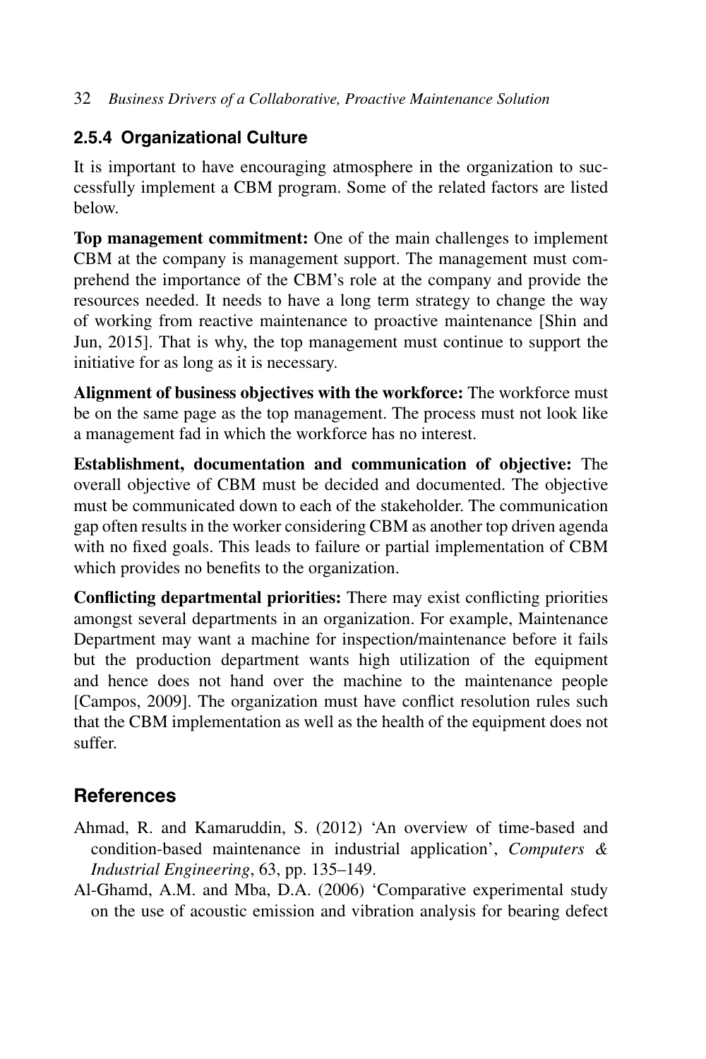### 2.5.4 Organizational Culture

It is important to have encouraging atmosphere in the organization to successfully implement a CBM program. Some of the related factors are listed below.

**Top management commitment:** One of the main challenges to implement CBM at the company is management support. The management must comprehend the importance of the CBM's role at the company and provide the resources needed. It needs to have a long term strategy to change the way of working from reactive maintenance to proactive maintenance [Shin and Jun, 2015]. That is why, the top management must continue to support the initiative for as long as it is necessary.

**Alignment of business objectives with the workforce:** The workforce must be on the same page as the top management. The process must not look like a management fad in which the workforce has no interest.

**Establishment, documentation and communication of objective:** The overall objective of CBM must be decided and documented. The objective must be communicated down to each of the stakeholder. The communication gap often results in the worker considering CBM as another top driven agenda with no fixed goals. This leads to failure or partial implementation of CBM which provides no benefits to the organization.

**Conflicting departmental priorities:** There may exist conflicting priorities amongst several departments in an organization. For example, Maintenance Department may want a machine for inspection/maintenance before it fails but the production department wants high utilization of the equipment and hence does not hand over the machine to the maintenance people [Campos, 2009]. The organization must have conflict resolution rules such that the CBM implementation as well as the health of the equipment does not suffer.

## References

Ahmad, R. and Kamaruddin, S. (2012) 'An overview of time-based and condition-based maintenance in industrial application', *Computers & Industrial Engineering*, 63, pp. 135–149.

Al-Ghamd, A.M. and Mba, D.A. (2006) 'Comparative experimental study on the use of acoustic emission and vibration analysis for bearing defect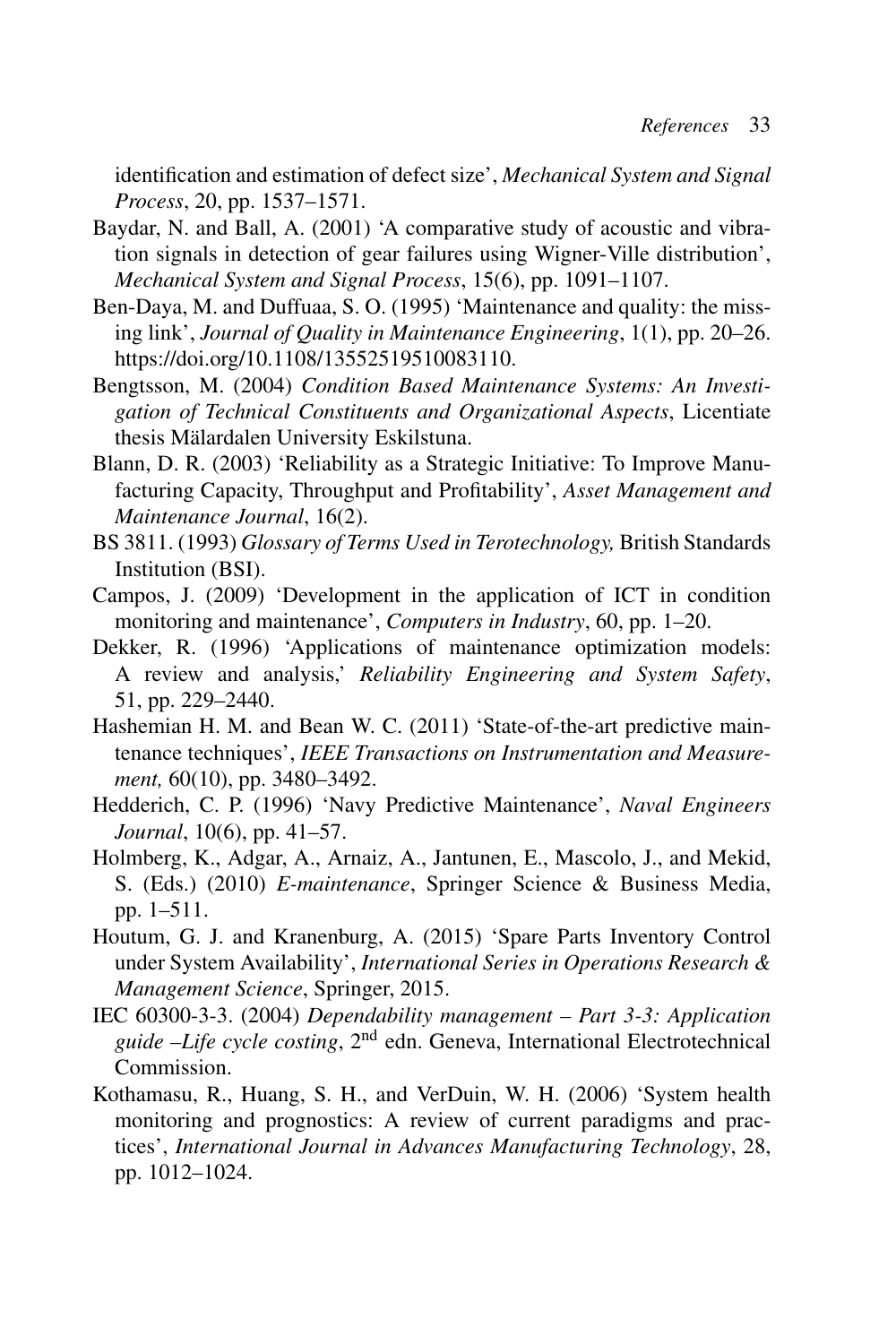identification and estimation of defect size', *Mechanical System and Signal Process*, 20, pp. 1537–1571.

Baydar, N. and Ball, A. (2001) 'A comparative study of acoustic and vibration signals in detection of gear failures using Wigner-Ville distribution', *Mechanical System and Signal Process*, 15(6), pp. 1091–1107.

Ben-Daya, M. and Duffuaa, S. O. (1995) 'Maintenance and quality: the missing link', *Journal of Quality in Maintenance Engineering*, 1(1), pp. 20–26. https://doi.org/10.1108/13552519510083110.

Bengtsson, M. (2004) *Condition Based Maintenance Systems: An Investigation of Technical Constituents and Organizational Aspects*, Licentiate thesis Mälardalen University Eskilstuna.

Blann, D. R. (2003) 'Reliability as a Strategic Initiative: To Improve Manufacturing Capacity, Throughput and Profitability', *Asset Management and Maintenance Journal*, 16(2).

BS 3811. (1993) *Glossary of Terms Used in Terotechnology,* British Standards Institution (BSI).

Campos, J. (2009) 'Development in the application of ICT in condition monitoring and maintenance', *Computers in Industry*, 60, pp. 1–20.

Dekker, R. (1996) 'Applications of maintenance optimization models: A review and analysis,' *Reliability Engineering and System Safety*, 51, pp. 229–2440.

Hashemian H. M. and Bean W. C. (2011) 'State-of-the-art predictive maintenance techniques', *IEEE Transactions on Instrumentation and Measurement,* 60(10), pp. 3480–3492.

Hedderich, C. P. (1996) 'Navy Predictive Maintenance', *Naval Engineers Journal*, 10(6), pp. 41–57.

Holmberg, K., Adgar, A., Arnaiz, A., Jantunen, E., Mascolo, J., and Mekid, S. (Eds.) (2010) *E-maintenance*, Springer Science & Business Media, pp. 1–511.

Houtum, G. J. and Kranenburg, A. (2015) 'Spare Parts Inventory Control under System Availability', *International Series in Operations Research & Management Science*, Springer, 2015.

IEC 60300-3-3. (2004) *Dependability management – Part 3-3: Application guide –Life cycle costing*, 2nd edn. Geneva, International Electrotechnical Commission.

Kothamasu, R., Huang, S. H., and VerDuin, W. H. (2006) 'System health monitoring and prognostics: A review of current paradigms and practices', *International Journal in Advances Manufacturing Technology*, 28, pp. 1012–1024.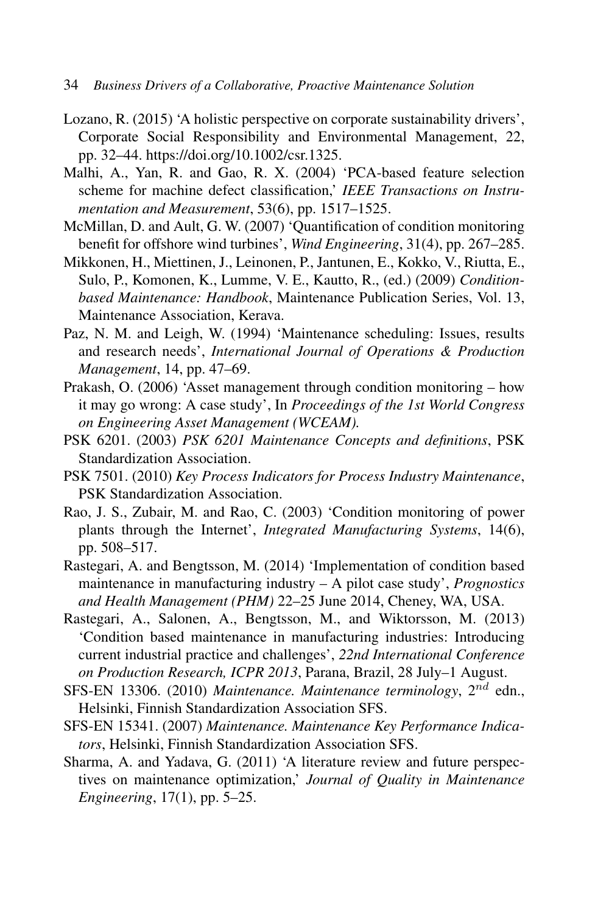Lozano, R. (2015) 'A holistic perspective on corporate sustainability drivers', Corporate Social Responsibility and Environmental Management, 22, pp. 32–44. https://doi.org/10.1002/csr.1325.

Malhi, A., Yan, R. and Gao, R. X. (2004) 'PCA-based feature selection scheme for machine defect classification,' *IEEE Transactions on Instrumentation and Measurement*, 53(6), pp. 1517–1525.

McMillan, D. and Ault, G. W. (2007) 'Quantification of condition monitoring benefit for offshore wind turbines', *Wind Engineering*, 31(4), pp. 267–285.

Mikkonen, H., Miettinen, J., Leinonen, P., Jantunen, E., Kokko, V., Riutta, E., Sulo, P., Komonen, K., Lumme, V. E., Kautto, R., (ed.) (2009) *Condition-based Maintenance: Handbook*, Maintenance Publication Series, Vol. 13, Maintenance Association, Kerava.

Paz, N. M. and Leigh, W. (1994) 'Maintenance scheduling: Issues, results and research needs', *International Journal of Operations & Production Management*, 14, pp. 47–69.

Prakash, O. (2006) 'Asset management through condition monitoring – how it may go wrong: A case study', In *Proceedings of the 1st World Congress on Engineering Asset Management (WCEAM).*

PSK 6201. (2003) *PSK 6201 Maintenance Concepts and definitions*, PSK Standardization Association.

PSK 7501. (2010) *Key Process Indicators for Process Industry Maintenance*, PSK Standardization Association.

Rao, J. S., Zubair, M. and Rao, C. (2003) 'Condition monitoring of power plants through the Internet', *Integrated Manufacturing Systems*, 14(6), pp. 508–517.

Rastegari, A. and Bengtsson, M. (2014) 'Implementation of condition based maintenance in manufacturing industry – A pilot case study', *Prognostics and Health Management (PHM)* 22–25 June 2014, Cheney, WA, USA.

Rastegari, A., Salonen, A., Bengtsson, M., and Wiktorsson, M. (2013) 'Condition based maintenance in manufacturing industries: Introducing current industrial practice and challenges', *22nd International Conference on Production Research, ICPR 2013*, Parana, Brazil, 28 July–1 August.

SFS-EN 13306. (2010) *Maintenance. Maintenance terminology*, $2^{nd}$ edn., Helsinki, Finnish Standardization Association SFS.

SFS-EN 15341. (2007) *Maintenance. Maintenance Key Performance Indicators*, Helsinki, Finnish Standardization Association SFS.

Sharma, A. and Yadava, G. (2011) 'A literature review and future perspectives on maintenance optimization,' *Journal of Quality in Maintenance Engineering*, 17(1), pp. 5–25.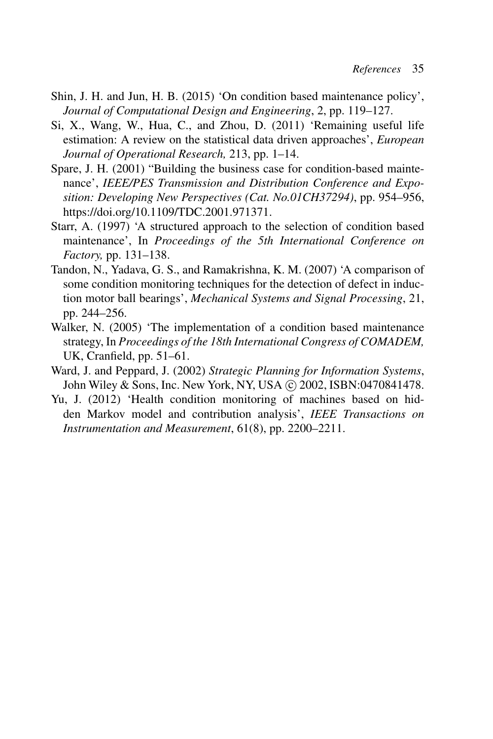Shin, J. H. and Jun, H. B. (2015) 'On condition based maintenance policy', *Journal of Computational Design and Engineering*, 2, pp. 119–127.

Si, X., Wang, W., Hua, C., and Zhou, D. (2011) 'Remaining useful life estimation: A review on the statistical data driven approaches', *European Journal of Operational Research,* 213, pp. 1–14.

Spare, J. H. (2001) ''Building the business case for condition-based maintenance', *IEEE/PES Transmission and Distribution Conference and Exposition: Developing New Perspectives (Cat. No.01CH37294)*, pp. 954–956, https://doi.org/10.1109/TDC.2001.971371.

Starr, A. (1997) 'A structured approach to the selection of condition based maintenance', In *Proceedings of the 5th International Conference on Factory,* pp. 131–138.

Tandon, N., Yadava, G. S., and Ramakrishna, K. M. (2007) 'A comparison of some condition monitoring techniques for the detection of defect in induction motor ball bearings', *Mechanical Systems and Signal Processing*, 21, pp. 244–256.

Walker, N. (2005) 'The implementation of a condition based maintenance strategy, In *Proceedings of the 18th International Congress of COMADEM,* UK, Cranfield, pp. 51–61.

Ward, J. and Peppard, J. (2002) *Strategic Planning for Information Systems*, John Wiley & Sons, Inc. New York, NY, USA © 2002, ISBN:0470841478.

Yu, J. (2012) 'Health condition monitoring of machines based on hidden Markov model and contribution analysis', *IEEE Transactions on Instrumentation and Measurement*, 61(8), pp. 2200–2211.